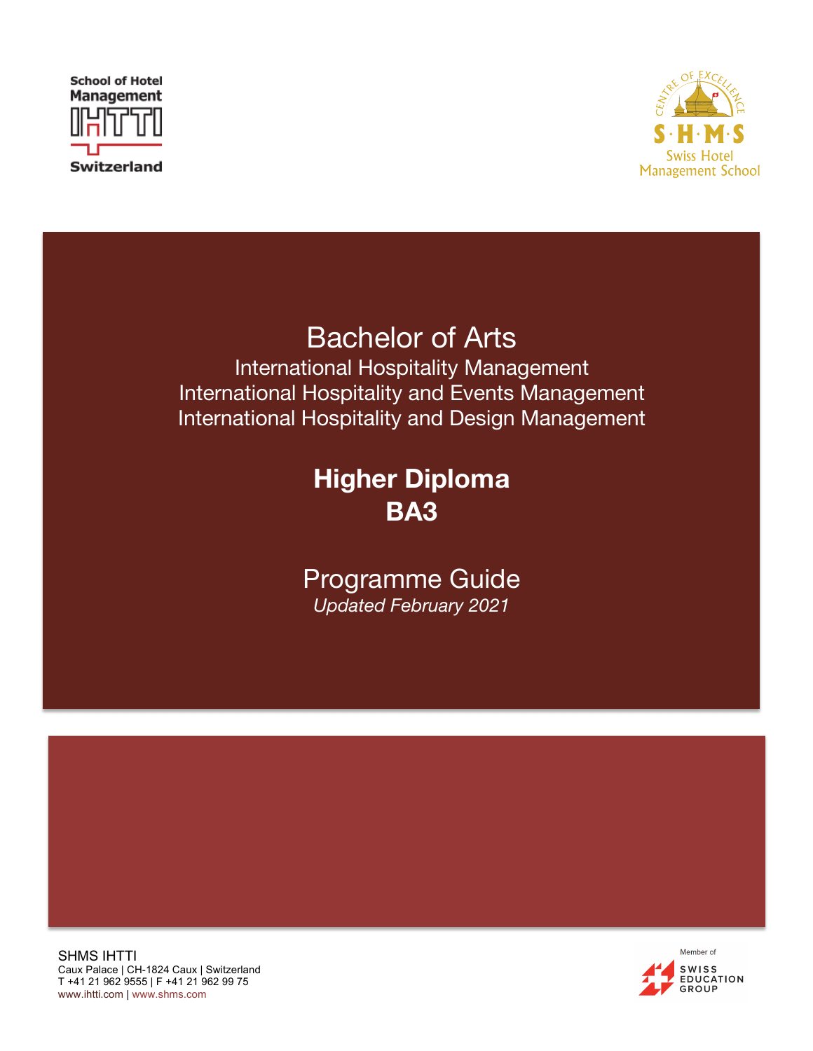School of Hotel Management IHTTI Switzerland

CENTRE OF EXCELLENCE S·H·M·S Swiss Hotel Management School

# Bachelor of Arts

International Hospitality Management
International Hospitality and Events Management
International Hospitality and Design Management

## Higher Diploma
## BA3

# Programme Guide

*Updated February 2021*

SHMS IHTTI
Caux Palace | CH-1824 Caux | Switzerland
T +41 21 962 9555 | F +41 21 962 99 75
www.ihtti.com | www.shms.com

Member of SWISS EDUCATION GROUP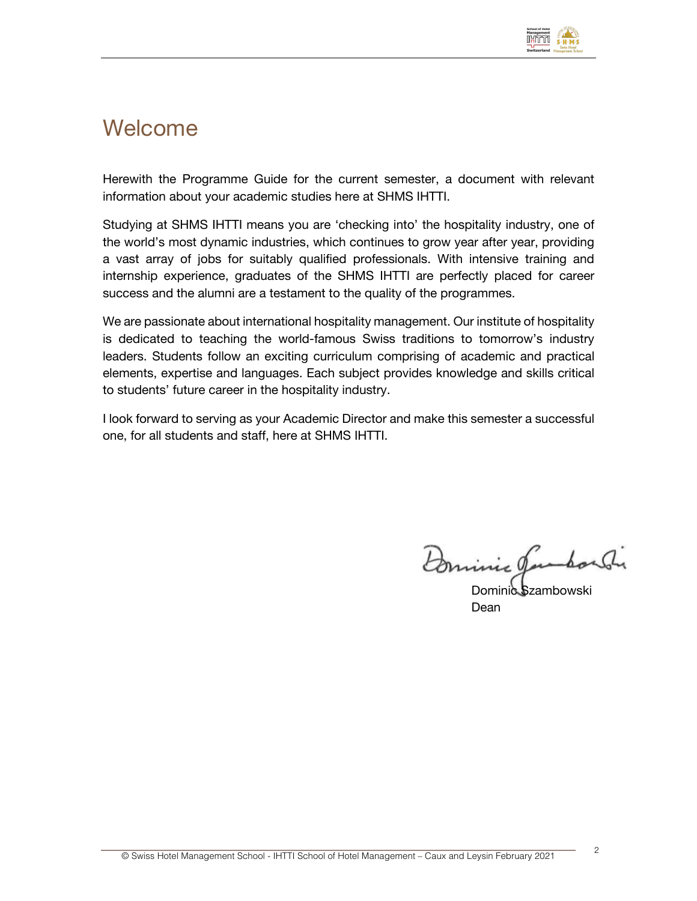# Welcome

Herewith the Programme Guide for the current semester, a document with relevant information about your academic studies here at SHMS IHTTI.

Studying at SHMS IHTTI means you are 'checking into' the hospitality industry, one of the world's most dynamic industries, which continues to grow year after year, providing a vast array of jobs for suitably qualified professionals. With intensive training and internship experience, graduates of the SHMS IHTTI are perfectly placed for career success and the alumni are a testament to the quality of the programmes.

We are passionate about international hospitality management. Our institute of hospitality is dedicated to teaching the world-famous Swiss traditions to tomorrow's industry leaders. Students follow an exciting curriculum comprising of academic and practical elements, expertise and languages. Each subject provides knowledge and skills critical to students' future career in the hospitality industry.

I look forward to serving as your Academic Director and make this semester a successful one, for all students and staff, here at SHMS IHTTI.

Dominic Szambowski
Dean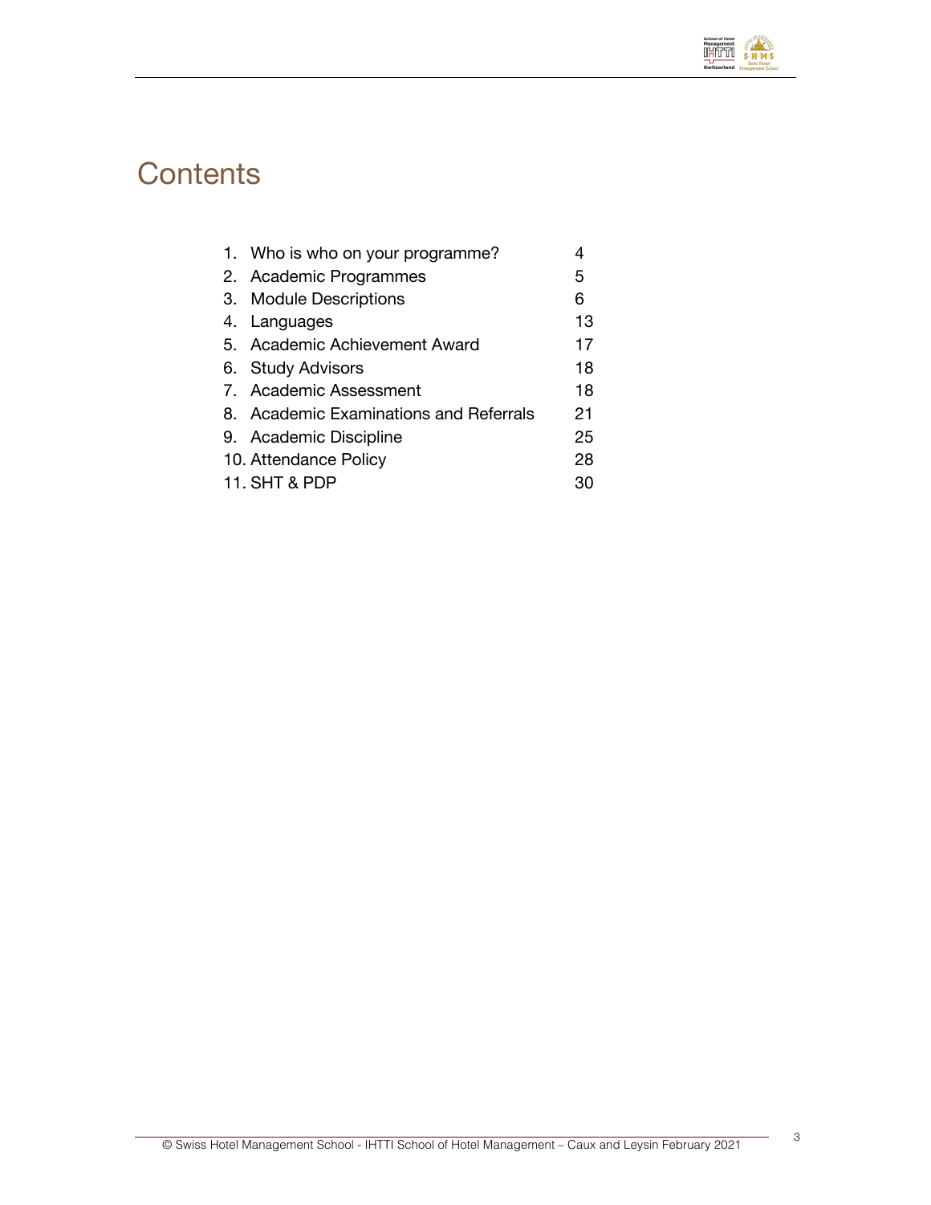# Contents

| | |
|---|---|
| 1. Who is who on your programme? | 4 |
| 2. Academic Programmes | 5 |
| 3. Module Descriptions | 6 |
| 4. Languages | 13 |
| 5. Academic Achievement Award | 17 |
| 6. Study Advisors | 18 |
| 7. Academic Assessment | 18 |
| 8. Academic Examinations and Referrals | 21 |
| 9. Academic Discipline | 25 |
| 10. Attendance Policy | 28 |
| 11. SHT & PDP | 30 |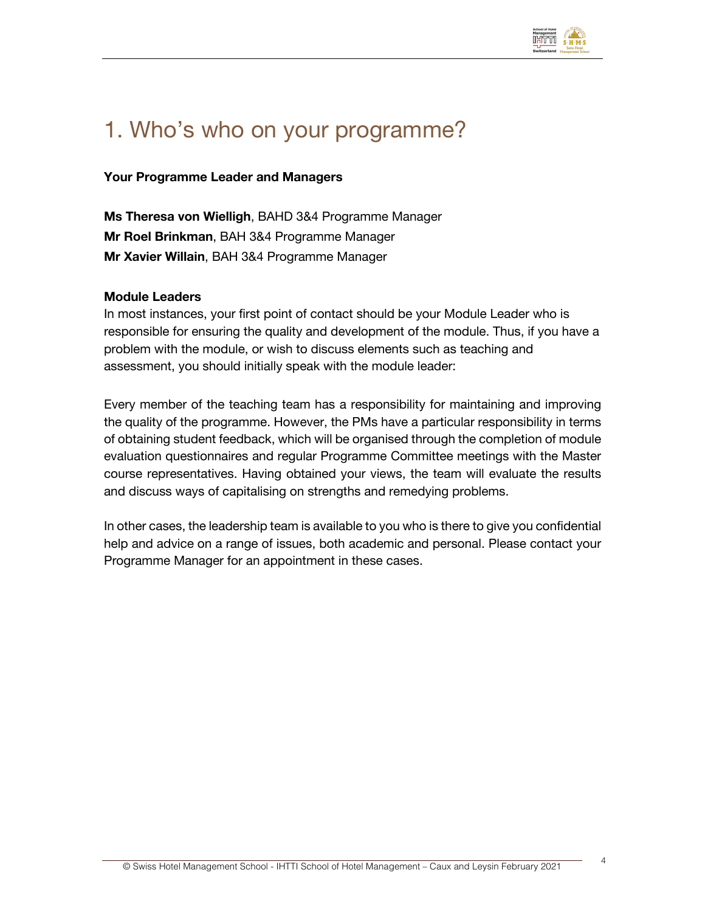# 1. Who's who on your programme?

**Your Programme Leader and Managers**

**Ms Theresa von Wielligh**, BAHD 3&4 Programme Manager
**Mr Roel Brinkman**, BAH 3&4 Programme Manager
**Mr Xavier Willain**, BAH 3&4 Programme Manager

**Module Leaders**
In most instances, your first point of contact should be your Module Leader who is responsible for ensuring the quality and development of the module. Thus, if you have a problem with the module, or wish to discuss elements such as teaching and assessment, you should initially speak with the module leader:

Every member of the teaching team has a responsibility for maintaining and improving the quality of the programme. However, the PMs have a particular responsibility in terms of obtaining student feedback, which will be organised through the completion of module evaluation questionnaires and regular Programme Committee meetings with the Master course representatives. Having obtained your views, the team will evaluate the results and discuss ways of capitalising on strengths and remedying problems.

In other cases, the leadership team is available to you who is there to give you confidential help and advice on a range of issues, both academic and personal. Please contact your Programme Manager for an appointment in these cases.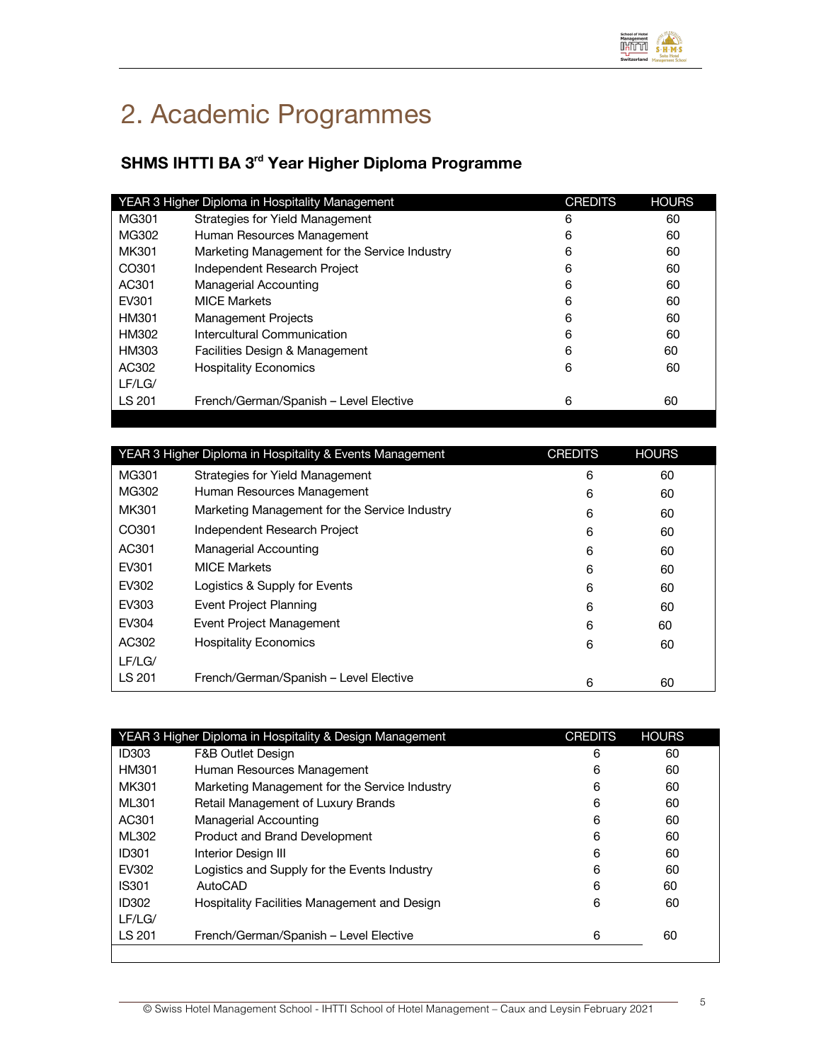# 2. Academic Programmes

## SHMS IHTTI BA 3rd Year Higher Diploma Programme

| YEAR 3 Higher Diploma in Hospitality Management | | CREDITS | HOURS |
|---|---|---|---|
| MG301 | Strategies for Yield Management | 6 | 60 |
| MG302 | Human Resources Management | 6 | 60 |
| MK301 | Marketing Management for the Service Industry | 6 | 60 |
| CO301 | Independent Research Project | 6 | 60 |
| AC301 | Managerial Accounting | 6 | 60 |
| EV301 | MICE Markets | 6 | 60 |
| HM301 | Management Projects | 6 | 60 |
| HM302 | Intercultural Communication | 6 | 60 |
| HM303 | Facilities Design & Management | 6 | 60 |
| AC302 | Hospitality Economics | 6 | 60 |
| LF/LG/ LS 201 | French/German/Spanish – Level Elective | 6 | 60 |

| YEAR 3 Higher Diploma in Hospitality & Events Management | | CREDITS | HOURS |
|---|---|---|---|
| MG301 | Strategies for Yield Management | 6 | 60 |
| MG302 | Human Resources Management | 6 | 60 |
| MK301 | Marketing Management for the Service Industry | 6 | 60 |
| CO301 | Independent Research Project | 6 | 60 |
| AC301 | Managerial Accounting | 6 | 60 |
| EV301 | MICE Markets | 6 | 60 |
| EV302 | Logistics & Supply for Events | 6 | 60 |
| EV303 | Event Project Planning | 6 | 60 |
| EV304 | Event Project Management | 6 | 60 |
| AC302 | Hospitality Economics | 6 | 60 |
| LF/LG/ LS 201 | French/German/Spanish – Level Elective | 6 | 60 |

| YEAR 3 Higher Diploma in Hospitality & Design Management | | CREDITS | HOURS |
|---|---|---|---|
| ID303 | F&B Outlet Design | 6 | 60 |
| HM301 | Human Resources Management | 6 | 60 |
| MK301 | Marketing Management for the Service Industry | 6 | 60 |
| ML301 | Retail Management of Luxury Brands | 6 | 60 |
| AC301 | Managerial Accounting | 6 | 60 |
| ML302 | Product and Brand Development | 6 | 60 |
| ID301 | Interior Design III | 6 | 60 |
| EV302 | Logistics and Supply for the Events Industry | 6 | 60 |
| IS301 | AutoCAD | 6 | 60 |
| ID302 | Hospitality Facilities Management and Design | 6 | 60 |
| LF/LG/ LS 201 | French/German/Spanish – Level Elective | 6 | 60 |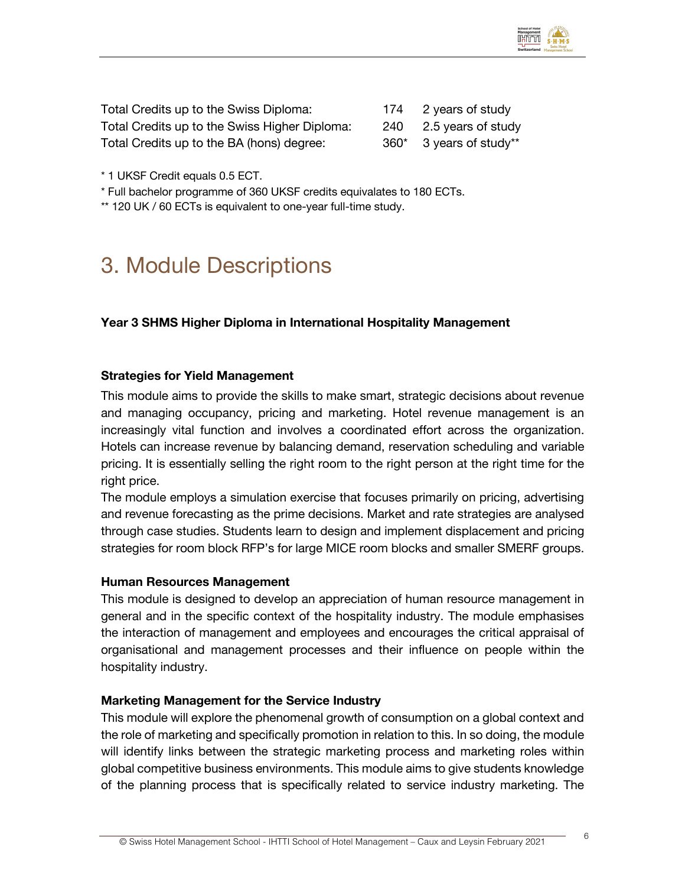| | | |
|---|---|---|
| Total Credits up to the Swiss Diploma: | 174 | 2 years of study |
| Total Credits up to the Swiss Higher Diploma: | 240 | 2.5 years of study |
| Total Credits up to the BA (hons) degree: | 360* | 3 years of study** |

* 1 UKSF Credit equals 0.5 ECT.

* Full bachelor programme of 360 UKSF credits equivalates to 180 ECTs.

** 120 UK / 60 ECTs is equivalent to one-year full-time study.

# 3. Module Descriptions

**Year 3 SHMS Higher Diploma in International Hospitality Management**

**Strategies for Yield Management**

This module aims to provide the skills to make smart, strategic decisions about revenue and managing occupancy, pricing and marketing. Hotel revenue management is an increasingly vital function and involves a coordinated effort across the organization. Hotels can increase revenue by balancing demand, reservation scheduling and variable pricing. It is essentially selling the right room to the right person at the right time for the right price.

The module employs a simulation exercise that focuses primarily on pricing, advertising and revenue forecasting as the prime decisions. Market and rate strategies are analysed through case studies. Students learn to design and implement displacement and pricing strategies for room block RFP's for large MICE room blocks and smaller SMERF groups.

**Human Resources Management**

This module is designed to develop an appreciation of human resource management in general and in the specific context of the hospitality industry. The module emphasises the interaction of management and employees and encourages the critical appraisal of organisational and management processes and their influence on people within the hospitality industry.

**Marketing Management for the Service Industry**

This module will explore the phenomenal growth of consumption on a global context and the role of marketing and specifically promotion in relation to this. In so doing, the module will identify links between the strategic marketing process and marketing roles within global competitive business environments. This module aims to give students knowledge of the planning process that is specifically related to service industry marketing. The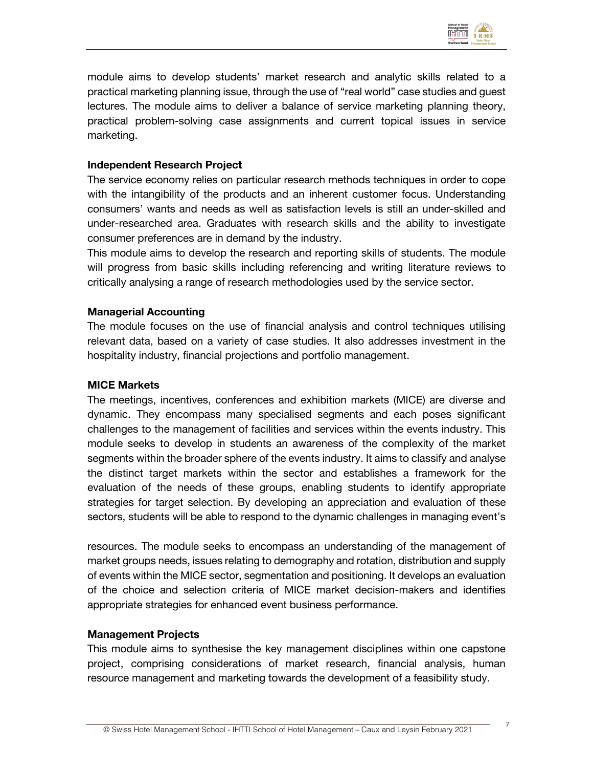module aims to develop students' market research and analytic skills related to a practical marketing planning issue, through the use of "real world" case studies and guest lectures. The module aims to deliver a balance of service marketing planning theory, practical problem-solving case assignments and current topical issues in service marketing.

**Independent Research Project**

The service economy relies on particular research methods techniques in order to cope with the intangibility of the products and an inherent customer focus. Understanding consumers' wants and needs as well as satisfaction levels is still an under-skilled and under-researched area. Graduates with research skills and the ability to investigate consumer preferences are in demand by the industry.

This module aims to develop the research and reporting skills of students. The module will progress from basic skills including referencing and writing literature reviews to critically analysing a range of research methodologies used by the service sector.

**Managerial Accounting**

The module focuses on the use of financial analysis and control techniques utilising relevant data, based on a variety of case studies. It also addresses investment in the hospitality industry, financial projections and portfolio management.

**MICE Markets**

The meetings, incentives, conferences and exhibition markets (MICE) are diverse and dynamic. They encompass many specialised segments and each poses significant challenges to the management of facilities and services within the events industry. This module seeks to develop in students an awareness of the complexity of the market segments within the broader sphere of the events industry. It aims to classify and analyse the distinct target markets within the sector and establishes a framework for the evaluation of the needs of these groups, enabling students to identify appropriate strategies for target selection. By developing an appreciation and evaluation of these sectors, students will be able to respond to the dynamic challenges in managing event's resources. The module seeks to encompass an understanding of the management of market groups needs, issues relating to demography and rotation, distribution and supply of events within the MICE sector, segmentation and positioning. It develops an evaluation of the choice and selection criteria of MICE market decision-makers and identifies appropriate strategies for enhanced event business performance.

**Management Projects**

This module aims to synthesise the key management disciplines within one capstone project, comprising considerations of market research, financial analysis, human resource management and marketing towards the development of a feasibility study.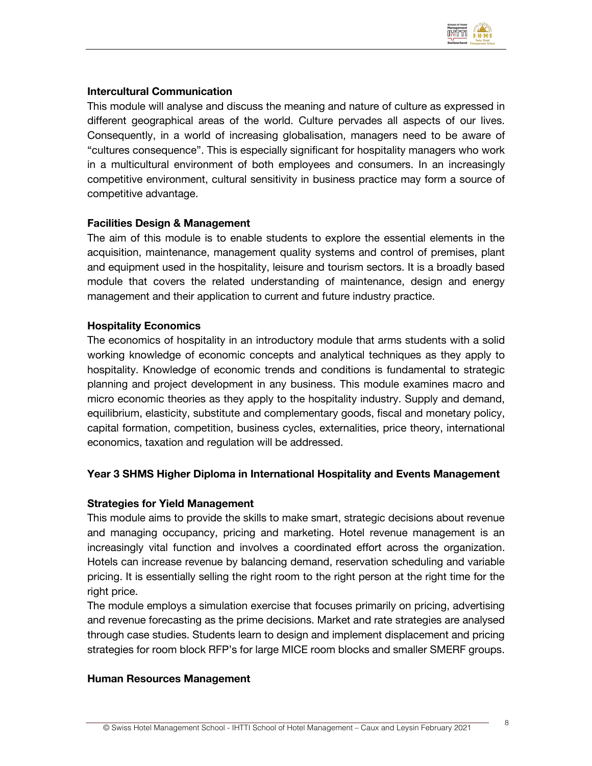**Intercultural Communication**

This module will analyse and discuss the meaning and nature of culture as expressed in different geographical areas of the world. Culture pervades all aspects of our lives. Consequently, in a world of increasing globalisation, managers need to be aware of "cultures consequence". This is especially significant for hospitality managers who work in a multicultural environment of both employees and consumers. In an increasingly competitive environment, cultural sensitivity in business practice may form a source of competitive advantage.

**Facilities Design & Management**

The aim of this module is to enable students to explore the essential elements in the acquisition, maintenance, management quality systems and control of premises, plant and equipment used in the hospitality, leisure and tourism sectors. It is a broadly based module that covers the related understanding of maintenance, design and energy management and their application to current and future industry practice.

**Hospitality Economics**

The economics of hospitality in an introductory module that arms students with a solid working knowledge of economic concepts and analytical techniques as they apply to hospitality. Knowledge of economic trends and conditions is fundamental to strategic planning and project development in any business. This module examines macro and micro economic theories as they apply to the hospitality industry. Supply and demand, equilibrium, elasticity, substitute and complementary goods, fiscal and monetary policy, capital formation, competition, business cycles, externalities, price theory, international economics, taxation and regulation will be addressed.

**Year 3 SHMS Higher Diploma in International Hospitality and Events Management**

**Strategies for Yield Management**

This module aims to provide the skills to make smart, strategic decisions about revenue and managing occupancy, pricing and marketing. Hotel revenue management is an increasingly vital function and involves a coordinated effort across the organization. Hotels can increase revenue by balancing demand, reservation scheduling and variable pricing. It is essentially selling the right room to the right person at the right time for the right price.

The module employs a simulation exercise that focuses primarily on pricing, advertising and revenue forecasting as the prime decisions. Market and rate strategies are analysed through case studies. Students learn to design and implement displacement and pricing strategies for room block RFP's for large MICE room blocks and smaller SMERF groups.

**Human Resources Management**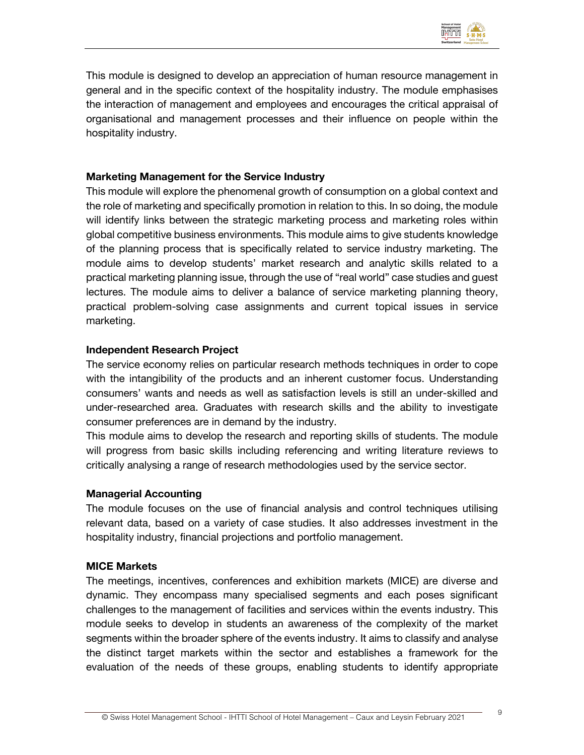This module is designed to develop an appreciation of human resource management in general and in the specific context of the hospitality industry. The module emphasises the interaction of management and employees and encourages the critical appraisal of organisational and management processes and their influence on people within the hospitality industry.

**Marketing Management for the Service Industry**

This module will explore the phenomenal growth of consumption on a global context and the role of marketing and specifically promotion in relation to this. In so doing, the module will identify links between the strategic marketing process and marketing roles within global competitive business environments. This module aims to give students knowledge of the planning process that is specifically related to service industry marketing. The module aims to develop students' market research and analytic skills related to a practical marketing planning issue, through the use of "real world" case studies and guest lectures. The module aims to deliver a balance of service marketing planning theory, practical problem-solving case assignments and current topical issues in service marketing.

**Independent Research Project**

The service economy relies on particular research methods techniques in order to cope with the intangibility of the products and an inherent customer focus. Understanding consumers' wants and needs as well as satisfaction levels is still an under-skilled and under-researched area. Graduates with research skills and the ability to investigate consumer preferences are in demand by the industry.

This module aims to develop the research and reporting skills of students. The module will progress from basic skills including referencing and writing literature reviews to critically analysing a range of research methodologies used by the service sector.

**Managerial Accounting**

The module focuses on the use of financial analysis and control techniques utilising relevant data, based on a variety of case studies. It also addresses investment in the hospitality industry, financial projections and portfolio management.

**MICE Markets**

The meetings, incentives, conferences and exhibition markets (MICE) are diverse and dynamic. They encompass many specialised segments and each poses significant challenges to the management of facilities and services within the events industry. This module seeks to develop in students an awareness of the complexity of the market segments within the broader sphere of the events industry. It aims to classify and analyse the distinct target markets within the sector and establishes a framework for the evaluation of the needs of these groups, enabling students to identify appropriate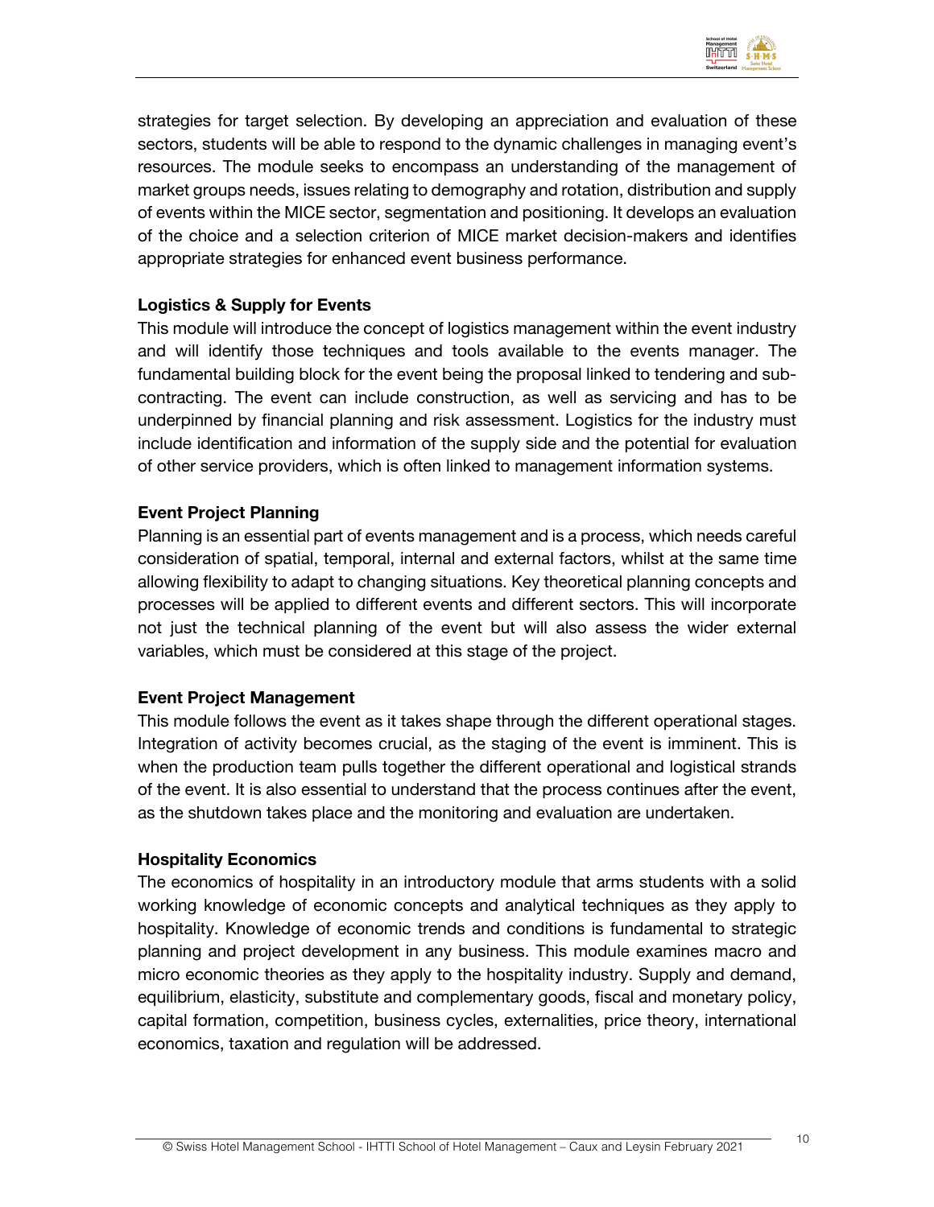strategies for target selection. By developing an appreciation and evaluation of these sectors, students will be able to respond to the dynamic challenges in managing event's resources. The module seeks to encompass an understanding of the management of market groups needs, issues relating to demography and rotation, distribution and supply of events within the MICE sector, segmentation and positioning. It develops an evaluation of the choice and a selection criterion of MICE market decision-makers and identifies appropriate strategies for enhanced event business performance.

**Logistics & Supply for Events**

This module will introduce the concept of logistics management within the event industry and will identify those techniques and tools available to the events manager. The fundamental building block for the event being the proposal linked to tendering and sub-contracting. The event can include construction, as well as servicing and has to be underpinned by financial planning and risk assessment. Logistics for the industry must include identification and information of the supply side and the potential for evaluation of other service providers, which is often linked to management information systems.

**Event Project Planning**

Planning is an essential part of events management and is a process, which needs careful consideration of spatial, temporal, internal and external factors, whilst at the same time allowing flexibility to adapt to changing situations. Key theoretical planning concepts and processes will be applied to different events and different sectors. This will incorporate not just the technical planning of the event but will also assess the wider external variables, which must be considered at this stage of the project.

**Event Project Management**

This module follows the event as it takes shape through the different operational stages. Integration of activity becomes crucial, as the staging of the event is imminent. This is when the production team pulls together the different operational and logistical strands of the event. It is also essential to understand that the process continues after the event, as the shutdown takes place and the monitoring and evaluation are undertaken.

**Hospitality Economics**

The economics of hospitality in an introductory module that arms students with a solid working knowledge of economic concepts and analytical techniques as they apply to hospitality. Knowledge of economic trends and conditions is fundamental to strategic planning and project development in any business. This module examines macro and micro economic theories as they apply to the hospitality industry. Supply and demand, equilibrium, elasticity, substitute and complementary goods, fiscal and monetary policy, capital formation, competition, business cycles, externalities, price theory, international economics, taxation and regulation will be addressed.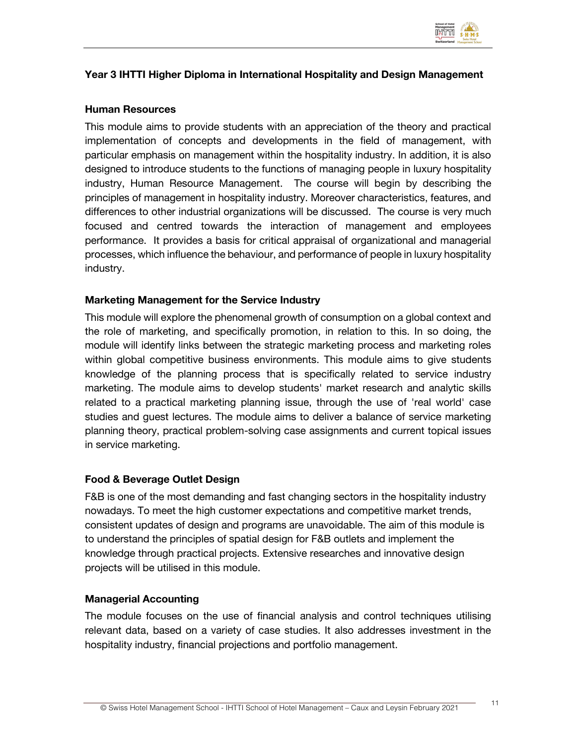## Year 3 IHTTI Higher Diploma in International Hospitality and Design Management

### Human Resources

This module aims to provide students with an appreciation of the theory and practical implementation of concepts and developments in the field of management, with particular emphasis on management within the hospitality industry. In addition, it is also designed to introduce students to the functions of managing people in luxury hospitality industry, Human Resource Management. The course will begin by describing the principles of management in hospitality industry. Moreover characteristics, features, and differences to other industrial organizations will be discussed. The course is very much focused and centred towards the interaction of management and employees performance. It provides a basis for critical appraisal of organizational and managerial processes, which influence the behaviour, and performance of people in luxury hospitality industry.

### Marketing Management for the Service Industry

This module will explore the phenomenal growth of consumption on a global context and the role of marketing, and specifically promotion, in relation to this. In so doing, the module will identify links between the strategic marketing process and marketing roles within global competitive business environments. This module aims to give students knowledge of the planning process that is specifically related to service industry marketing. The module aims to develop students' market research and analytic skills related to a practical marketing planning issue, through the use of 'real world' case studies and guest lectures. The module aims to deliver a balance of service marketing planning theory, practical problem-solving case assignments and current topical issues in service marketing.

### Food & Beverage Outlet Design

F&B is one of the most demanding and fast changing sectors in the hospitality industry nowadays. To meet the high customer expectations and competitive market trends, consistent updates of design and programs are unavoidable. The aim of this module is to understand the principles of spatial design for F&B outlets and implement the knowledge through practical projects. Extensive researches and innovative design projects will be utilised in this module.

### Managerial Accounting

The module focuses on the use of financial analysis and control techniques utilising relevant data, based on a variety of case studies. It also addresses investment in the hospitality industry, financial projections and portfolio management.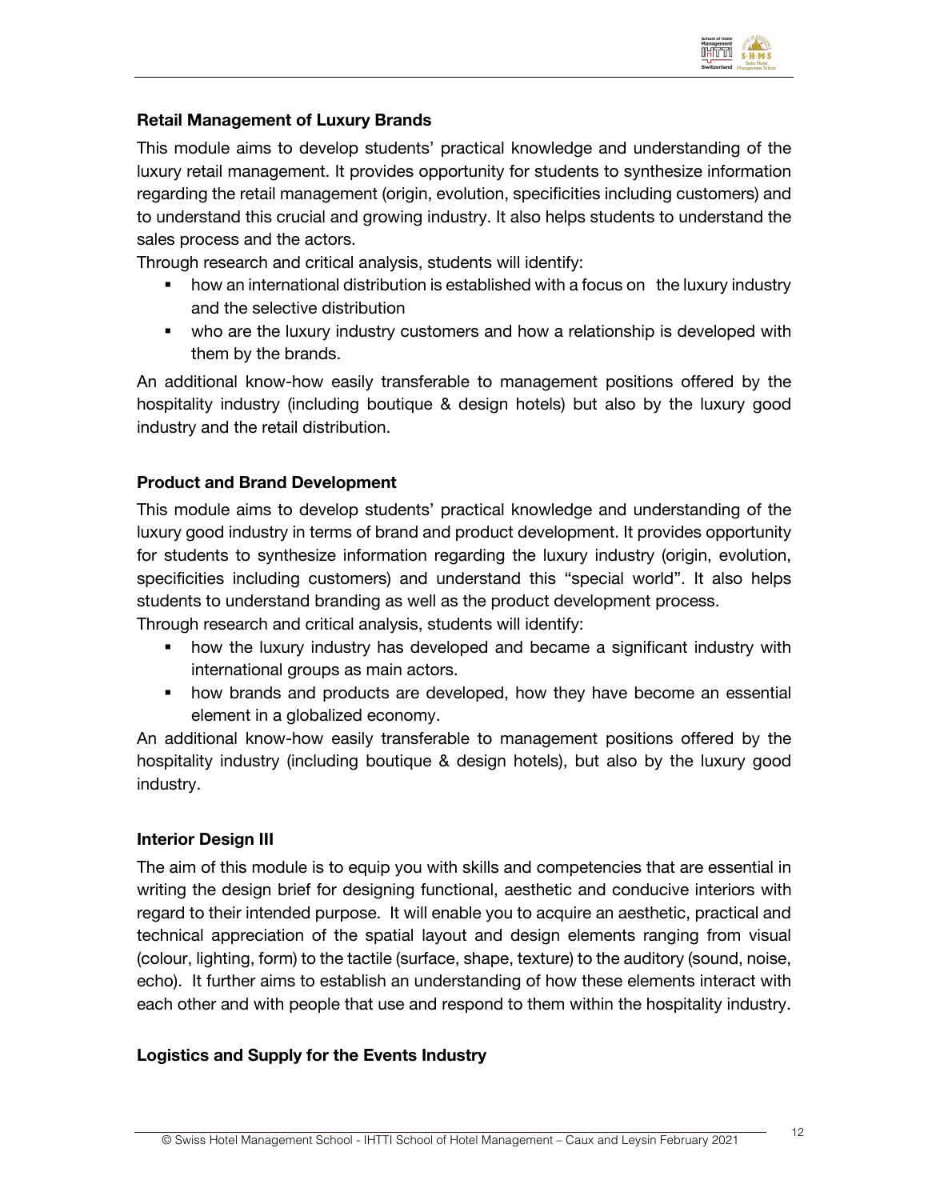**Retail Management of Luxury Brands**

This module aims to develop students' practical knowledge and understanding of the luxury retail management. It provides opportunity for students to synthesize information regarding the retail management (origin, evolution, specificities including customers) and to understand this crucial and growing industry. It also helps students to understand the sales process and the actors.

Through research and critical analysis, students will identify:

- how an international distribution is established with a focus on the luxury industry and the selective distribution
- who are the luxury industry customers and how a relationship is developed with them by the brands.

An additional know-how easily transferable to management positions offered by the hospitality industry (including boutique & design hotels) but also by the luxury good industry and the retail distribution.

**Product and Brand Development**

This module aims to develop students' practical knowledge and understanding of the luxury good industry in terms of brand and product development. It provides opportunity for students to synthesize information regarding the luxury industry (origin, evolution, specificities including customers) and understand this "special world". It also helps students to understand branding as well as the product development process.

Through research and critical analysis, students will identify:

- how the luxury industry has developed and became a significant industry with international groups as main actors.
- how brands and products are developed, how they have become an essential element in a globalized economy.

An additional know-how easily transferable to management positions offered by the hospitality industry (including boutique & design hotels), but also by the luxury good industry.

**Interior Design III**

The aim of this module is to equip you with skills and competencies that are essential in writing the design brief for designing functional, aesthetic and conducive interiors with regard to their intended purpose. It will enable you to acquire an aesthetic, practical and technical appreciation of the spatial layout and design elements ranging from visual (colour, lighting, form) to the tactile (surface, shape, texture) to the auditory (sound, noise, echo). It further aims to establish an understanding of how these elements interact with each other and with people that use and respond to them within the hospitality industry.

**Logistics and Supply for the Events Industry**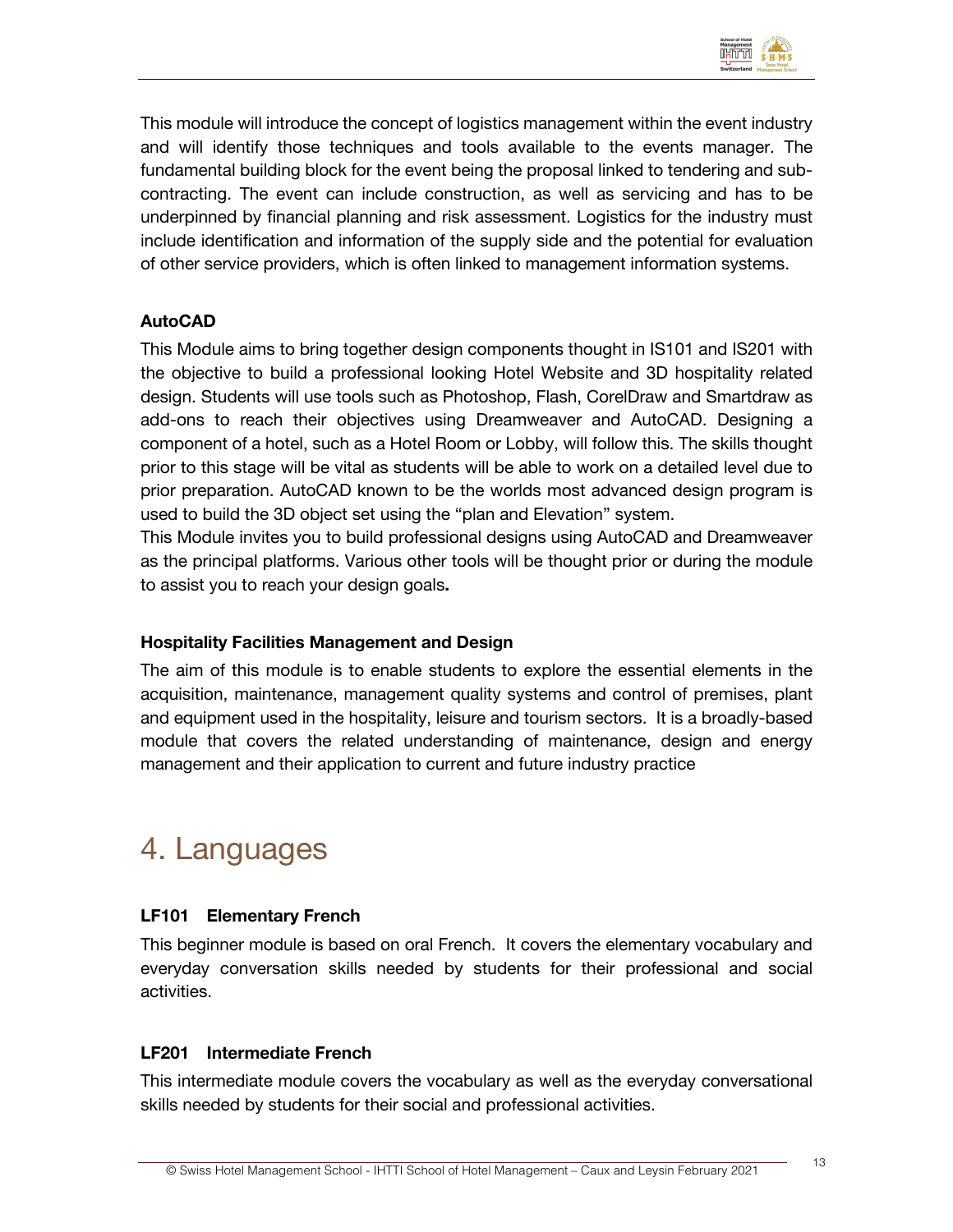This module will introduce the concept of logistics management within the event industry and will identify those techniques and tools available to the events manager. The fundamental building block for the event being the proposal linked to tendering and sub-contracting. The event can include construction, as well as servicing and has to be underpinned by financial planning and risk assessment. Logistics for the industry must include identification and information of the supply side and the potential for evaluation of other service providers, which is often linked to management information systems.

### AutoCAD

This Module aims to bring together design components thought in IS101 and IS201 with the objective to build a professional looking Hotel Website and 3D hospitality related design. Students will use tools such as Photoshop, Flash, CorelDraw and Smartdraw as add-ons to reach their objectives using Dreamweaver and AutoCAD. Designing a component of a hotel, such as a Hotel Room or Lobby, will follow this. The skills thought prior to this stage will be vital as students will be able to work on a detailed level due to prior preparation. AutoCAD known to be the worlds most advanced design program is used to build the 3D object set using the "plan and Elevation" system.

This Module invites you to build professional designs using AutoCAD and Dreamweaver as the principal platforms. Various other tools will be thought prior or during the module to assist you to reach your design goals**.**

### Hospitality Facilities Management and Design

The aim of this module is to enable students to explore the essential elements in the acquisition, maintenance, management quality systems and control of premises, plant and equipment used in the hospitality, leisure and tourism sectors. It is a broadly-based module that covers the related understanding of maintenance, design and energy management and their application to current and future industry practice

## 4. Languages

### LF101 Elementary French

This beginner module is based on oral French. It covers the elementary vocabulary and everyday conversation skills needed by students for their professional and social activities.

### LF201 Intermediate French

This intermediate module covers the vocabulary as well as the everyday conversational skills needed by students for their social and professional activities.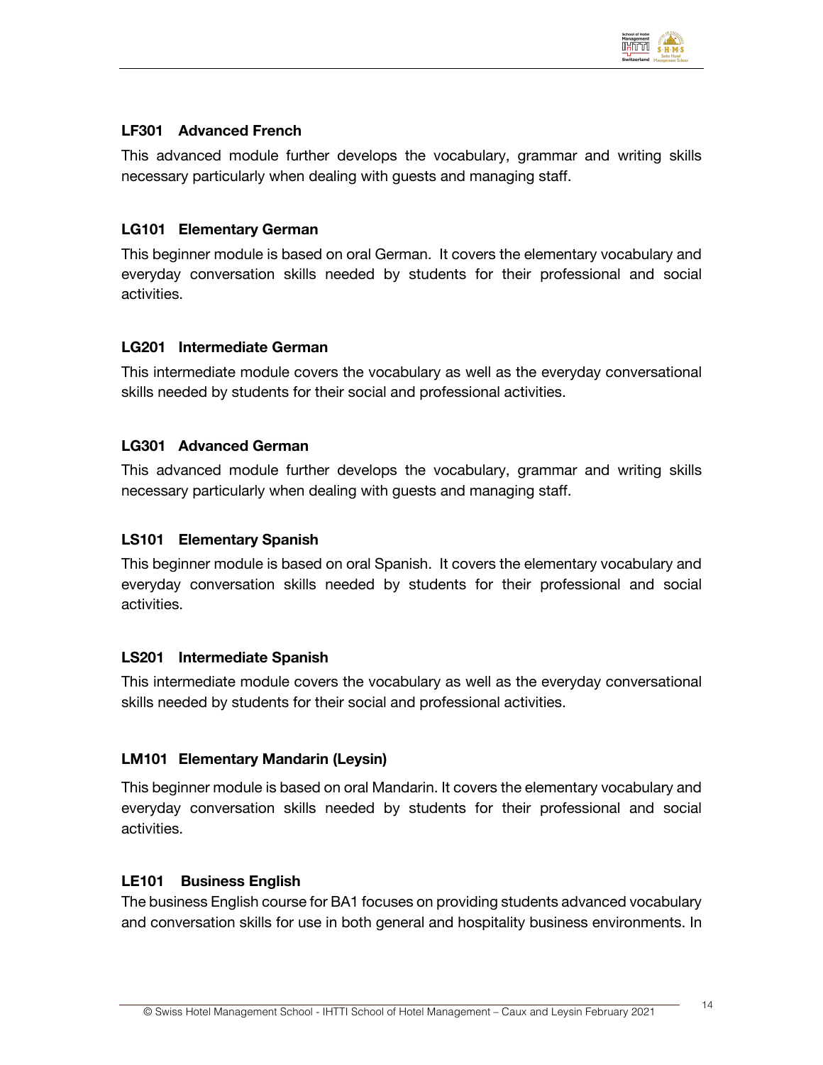### LF301 Advanced French

This advanced module further develops the vocabulary, grammar and writing skills necessary particularly when dealing with guests and managing staff.

### LG101 Elementary German

This beginner module is based on oral German. It covers the elementary vocabulary and everyday conversation skills needed by students for their professional and social activities.

### LG201 Intermediate German

This intermediate module covers the vocabulary as well as the everyday conversational skills needed by students for their social and professional activities.

### LG301 Advanced German

This advanced module further develops the vocabulary, grammar and writing skills necessary particularly when dealing with guests and managing staff.

### LS101 Elementary Spanish

This beginner module is based on oral Spanish. It covers the elementary vocabulary and everyday conversation skills needed by students for their professional and social activities.

### LS201 Intermediate Spanish

This intermediate module covers the vocabulary as well as the everyday conversational skills needed by students for their social and professional activities.

### LM101 Elementary Mandarin (Leysin)

This beginner module is based on oral Mandarin. It covers the elementary vocabulary and everyday conversation skills needed by students for their professional and social activities.

### LE101 Business English

The business English course for BA1 focuses on providing students advanced vocabulary and conversation skills for use in both general and hospitality business environments. In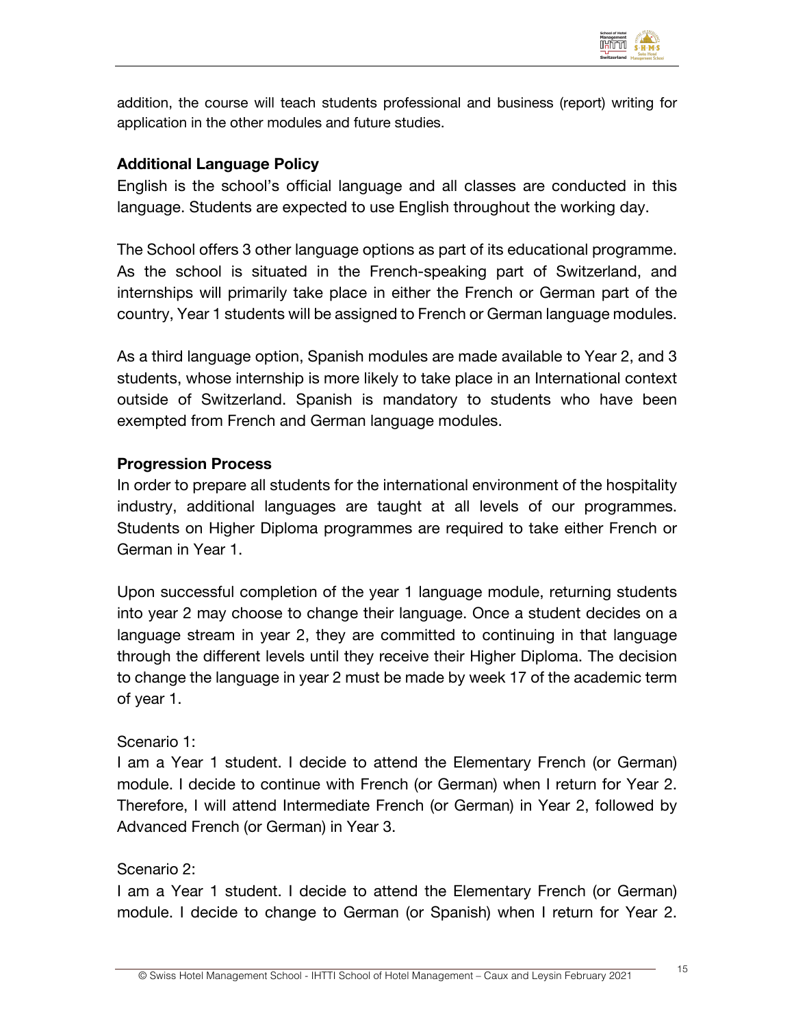addition, the course will teach students professional and business (report) writing for application in the other modules and future studies.

**Additional Language Policy**

English is the school's official language and all classes are conducted in this language. Students are expected to use English throughout the working day.

The School offers 3 other language options as part of its educational programme. As the school is situated in the French-speaking part of Switzerland, and internships will primarily take place in either the French or German part of the country, Year 1 students will be assigned to French or German language modules.

As a third language option, Spanish modules are made available to Year 2, and 3 students, whose internship is more likely to take place in an International context outside of Switzerland. Spanish is mandatory to students who have been exempted from French and German language modules.

**Progression Process**

In order to prepare all students for the international environment of the hospitality industry, additional languages are taught at all levels of our programmes. Students on Higher Diploma programmes are required to take either French or German in Year 1.

Upon successful completion of the year 1 language module, returning students into year 2 may choose to change their language. Once a student decides on a language stream in year 2, they are committed to continuing in that language through the different levels until they receive their Higher Diploma. The decision to change the language in year 2 must be made by week 17 of the academic term of year 1.

Scenario 1:

I am a Year 1 student. I decide to attend the Elementary French (or German) module. I decide to continue with French (or German) when I return for Year 2. Therefore, I will attend Intermediate French (or German) in Year 2, followed by Advanced French (or German) in Year 3.

Scenario 2:

I am a Year 1 student. I decide to attend the Elementary French (or German) module. I decide to change to German (or Spanish) when I return for Year 2.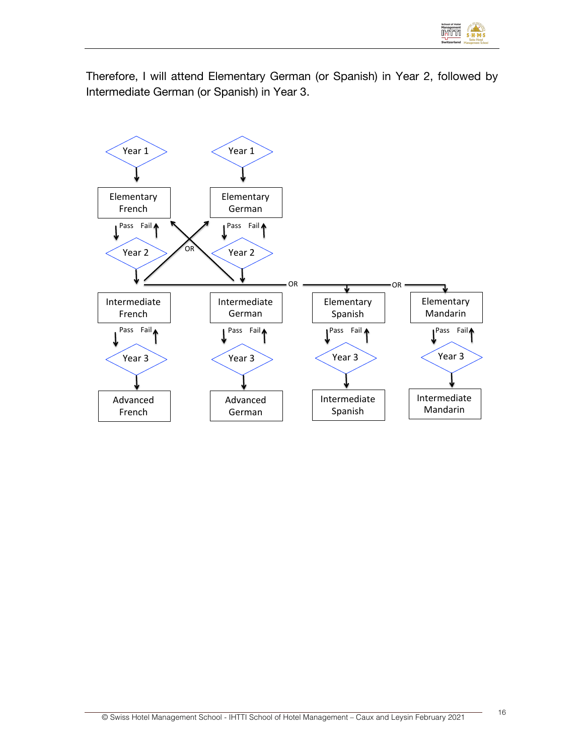Therefore, I will attend Elementary German (or Spanish) in Year 2, followed by Intermediate German (or Spanish) in Year 3.

Year 1 → Elementary French → Pass → Year 2 → Intermediate French → Pass → Year 3 → Advanced French

Year 1 → Elementary German → Pass → Year 2 → Intermediate German → Pass → Year 3 → Advanced German

(Fail → repeat; OR switch between French and German)

OR Elementary Spanish → Pass → Year 3 → Intermediate Spanish

OR Elementary Mandarin → Pass → Year 3 → Intermediate Mandarin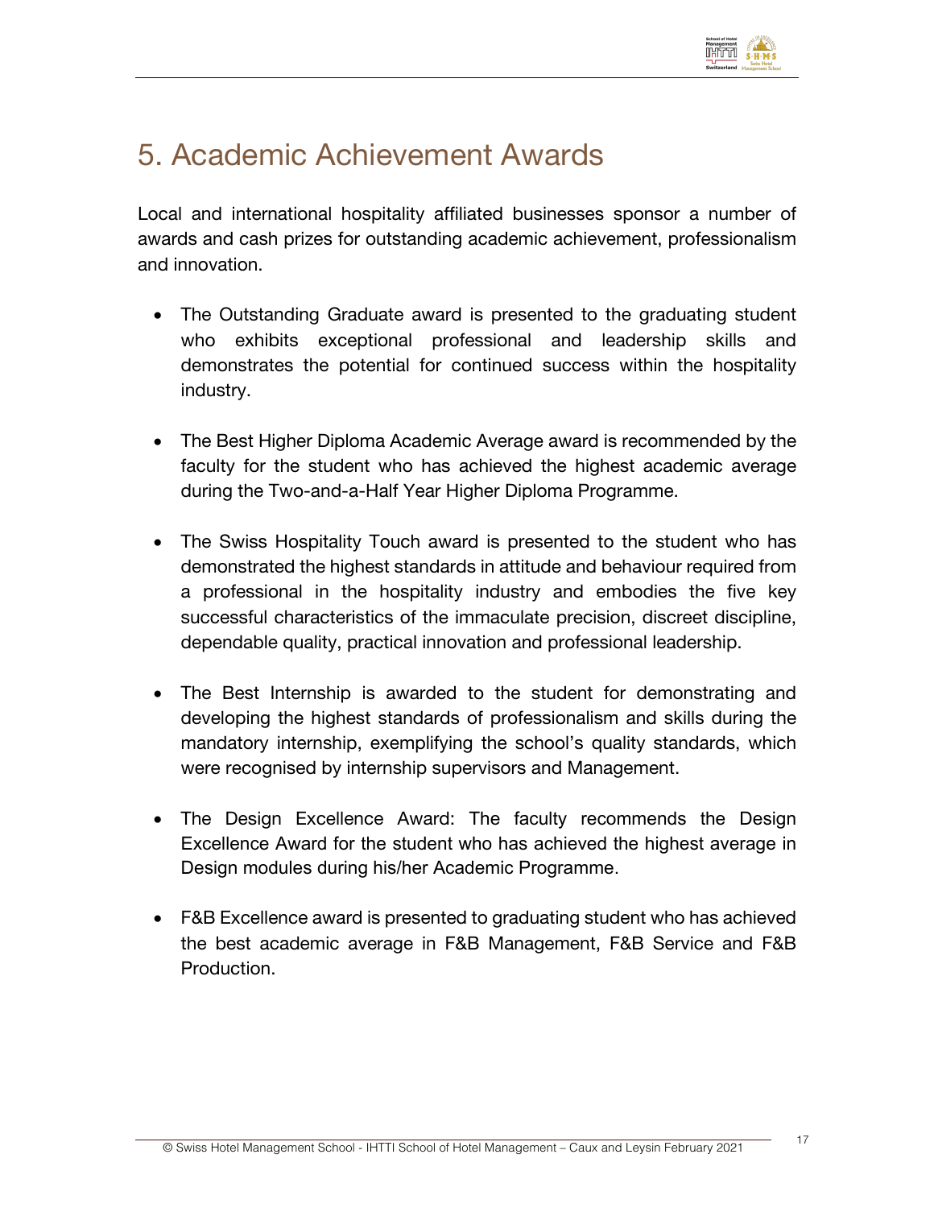# 5. Academic Achievement Awards

Local and international hospitality affiliated businesses sponsor a number of awards and cash prizes for outstanding academic achievement, professionalism and innovation.

- The Outstanding Graduate award is presented to the graduating student who exhibits exceptional professional and leadership skills and demonstrates the potential for continued success within the hospitality industry.

- The Best Higher Diploma Academic Average award is recommended by the faculty for the student who has achieved the highest academic average during the Two-and-a-Half Year Higher Diploma Programme.

- The Swiss Hospitality Touch award is presented to the student who has demonstrated the highest standards in attitude and behaviour required from a professional in the hospitality industry and embodies the five key successful characteristics of the immaculate precision, discreet discipline, dependable quality, practical innovation and professional leadership.

- The Best Internship is awarded to the student for demonstrating and developing the highest standards of professionalism and skills during the mandatory internship, exemplifying the school's quality standards, which were recognised by internship supervisors and Management.

- The Design Excellence Award: The faculty recommends the Design Excellence Award for the student who has achieved the highest average in Design modules during his/her Academic Programme.

- F&B Excellence award is presented to graduating student who has achieved the best academic average in F&B Management, F&B Service and F&B Production.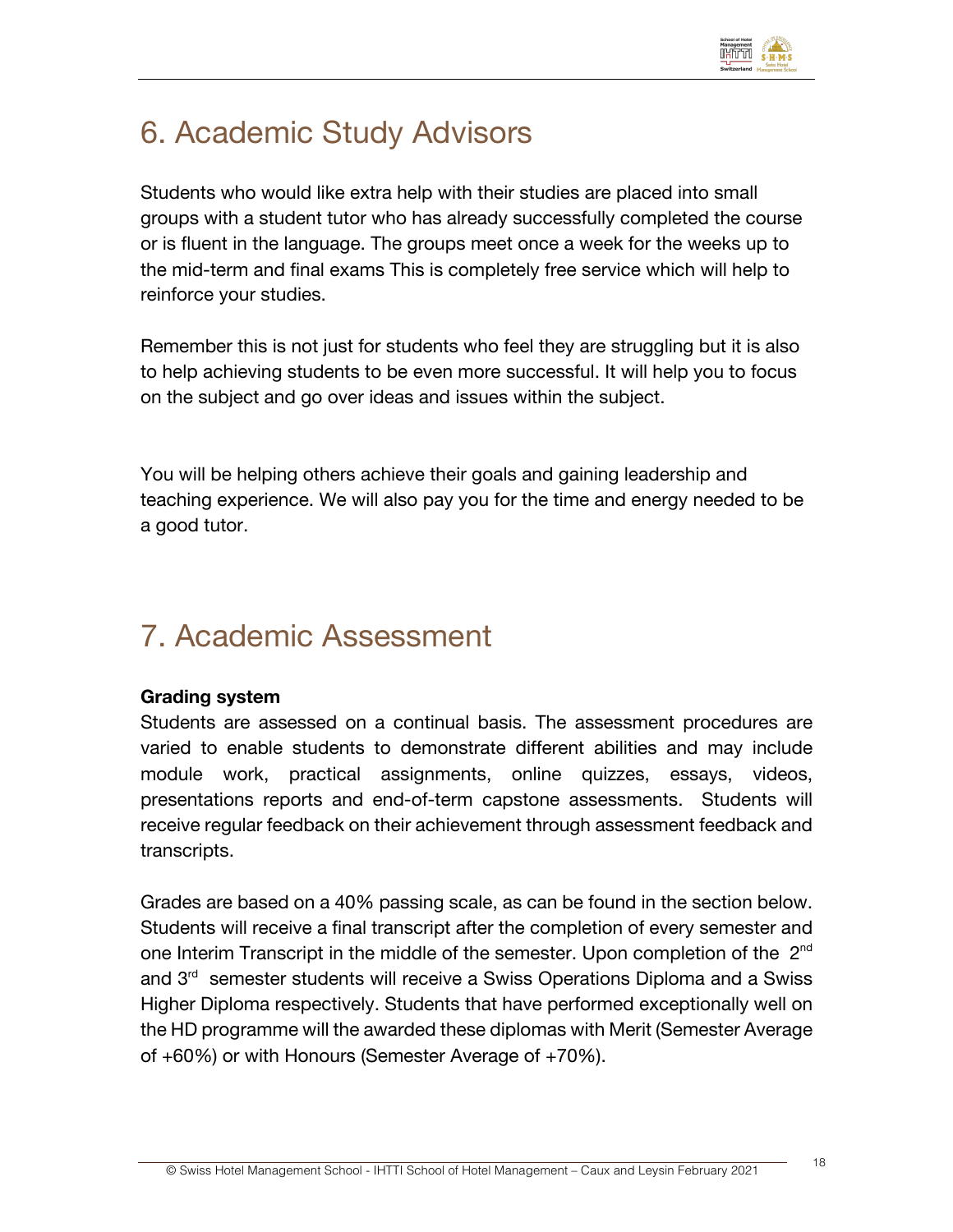# 6. Academic Study Advisors

Students who would like extra help with their studies are placed into small groups with a student tutor who has already successfully completed the course or is fluent in the language. The groups meet once a week for the weeks up to the mid-term and final exams This is completely free service which will help to reinforce your studies.

Remember this is not just for students who feel they are struggling but it is also to help achieving students to be even more successful. It will help you to focus on the subject and go over ideas and issues within the subject.

You will be helping others achieve their goals and gaining leadership and teaching experience. We will also pay you for the time and energy needed to be a good tutor.

# 7. Academic Assessment

**Grading system**

Students are assessed on a continual basis. The assessment procedures are varied to enable students to demonstrate different abilities and may include module work, practical assignments, online quizzes, essays, videos, presentations reports and end-of-term capstone assessments. Students will receive regular feedback on their achievement through assessment feedback and transcripts.

Grades are based on a 40% passing scale, as can be found in the section below. Students will receive a final transcript after the completion of every semester and one Interim Transcript in the middle of the semester. Upon completion of the 2nd and 3rd semester students will receive a Swiss Operations Diploma and a Swiss Higher Diploma respectively. Students that have performed exceptionally well on the HD programme will the awarded these diplomas with Merit (Semester Average of +60%) or with Honours (Semester Average of +70%).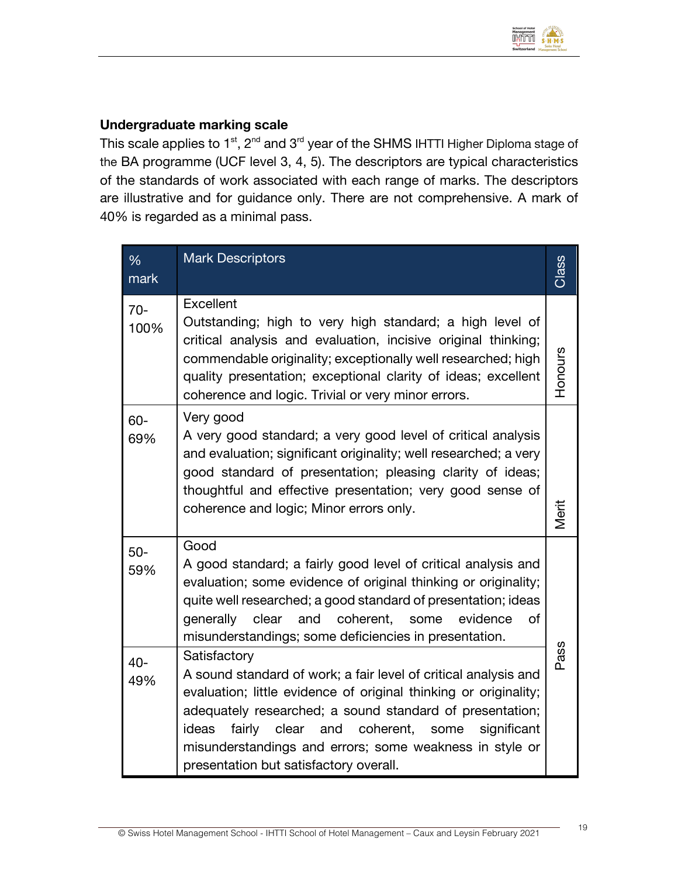**Undergraduate marking scale**

This scale applies to 1st, 2nd and 3rd year of the SHMS IHTTI Higher Diploma stage of the BA programme (UCF level 3, 4, 5). The descriptors are typical characteristics of the standards of work associated with each range of marks. The descriptors are illustrative and for guidance only. There are not comprehensive. A mark of 40% is regarded as a minimal pass.

| % mark | Mark Descriptors | Class |
|---|---|---|
| 70-100% | Excellent<br>Outstanding; high to very high standard; a high level of critical analysis and evaluation, incisive original thinking; commendable originality; exceptionally well researched; high quality presentation; exceptional clarity of ideas; excellent coherence and logic. Trivial or very minor errors. | Honours |
| 60-69% | Very good<br>A very good standard; a very good level of critical analysis and evaluation; significant originality; well researched; a very good standard of presentation; pleasing clarity of ideas; thoughtful and effective presentation; very good sense of coherence and logic; Minor errors only. | Merit |
| 50-59% | Good<br>A good standard; a fairly good level of critical analysis and evaluation; some evidence of original thinking or originality; quite well researched; a good standard of presentation; ideas generally clear and coherent, some evidence of misunderstandings; some deficiencies in presentation. | Pass |
| 40-49% | Satisfactory<br>A sound standard of work; a fair level of critical analysis and evaluation; little evidence of original thinking or originality; adequately researched; a sound standard of presentation; ideas fairly clear and coherent, some significant misunderstandings and errors; some weakness in style or presentation but satisfactory overall. | |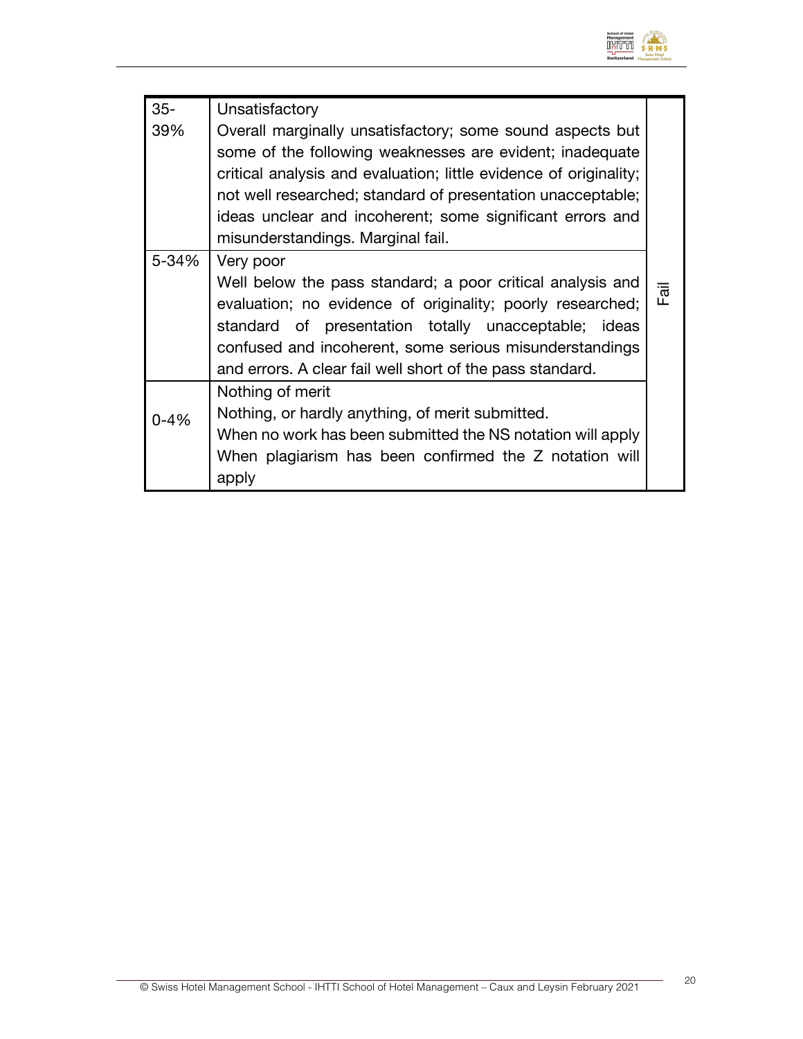| | | |
|---|---|---|
| 35-39% | Unsatisfactory<br>Overall marginally unsatisfactory; some sound aspects but some of the following weaknesses are evident; inadequate critical analysis and evaluation; little evidence of originality; not well researched; standard of presentation unacceptable; ideas unclear and incoherent; some significant errors and misunderstandings. Marginal fail. | Fail |
| 5-34% | Very poor<br>Well below the pass standard; a poor critical analysis and evaluation; no evidence of originality; poorly researched; standard of presentation totally unacceptable; ideas confused and incoherent, some serious misunderstandings and errors. A clear fail well short of the pass standard. | |
| 0-4% | Nothing of merit<br>Nothing, or hardly anything, of merit submitted.<br>When no work has been submitted the NS notation will apply<br>When plagiarism has been confirmed the Z notation will apply | |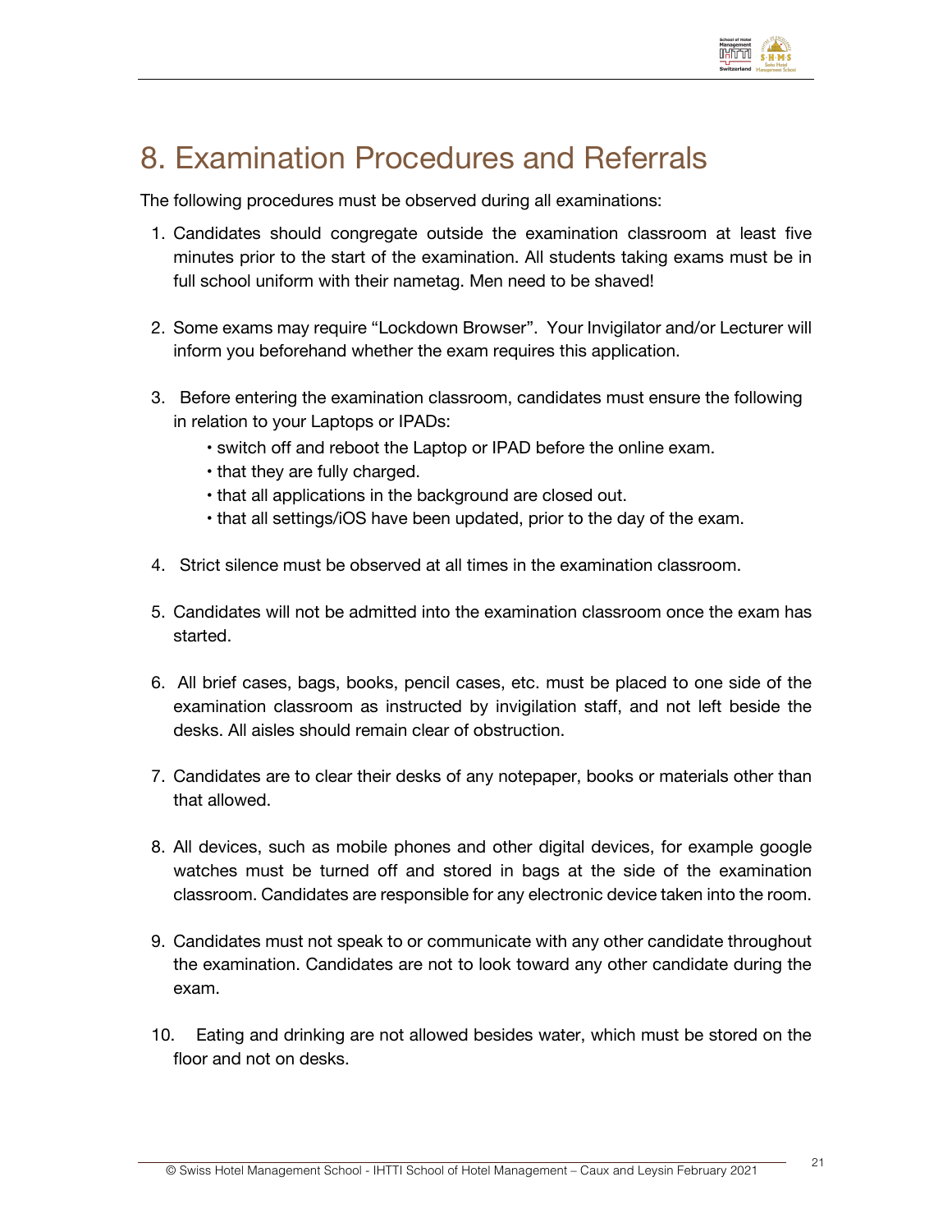# 8. Examination Procedures and Referrals

The following procedures must be observed during all examinations:

1. Candidates should congregate outside the examination classroom at least five minutes prior to the start of the examination. All students taking exams must be in full school uniform with their nametag. Men need to be shaved!

2. Some exams may require "Lockdown Browser". Your Invigilator and/or Lecturer will inform you beforehand whether the exam requires this application.

3. Before entering the examination classroom, candidates must ensure the following in relation to your Laptops or IPADs:
   - switch off and reboot the Laptop or IPAD before the online exam.
   - that they are fully charged.
   - that all applications in the background are closed out.
   - that all settings/iOS have been updated, prior to the day of the exam.

4. Strict silence must be observed at all times in the examination classroom.

5. Candidates will not be admitted into the examination classroom once the exam has started.

6. All brief cases, bags, books, pencil cases, etc. must be placed to one side of the examination classroom as instructed by invigilation staff, and not left beside the desks. All aisles should remain clear of obstruction.

7. Candidates are to clear their desks of any notepaper, books or materials other than that allowed.

8. All devices, such as mobile phones and other digital devices, for example google watches must be turned off and stored in bags at the side of the examination classroom. Candidates are responsible for any electronic device taken into the room.

9. Candidates must not speak to or communicate with any other candidate throughout the examination. Candidates are not to look toward any other candidate during the exam.

10. Eating and drinking are not allowed besides water, which must be stored on the floor and not on desks.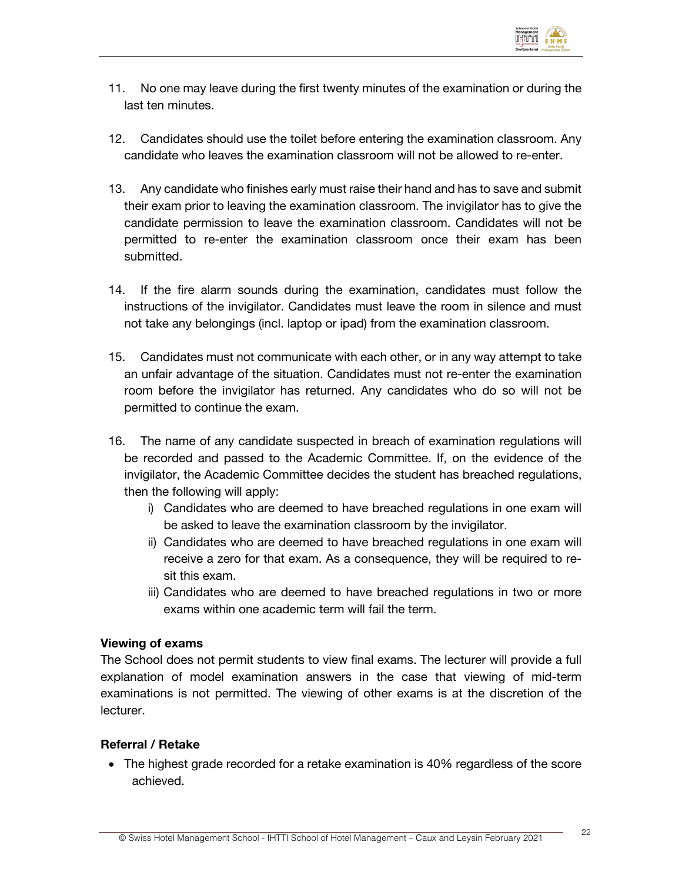11. No one may leave during the first twenty minutes of the examination or during the last ten minutes.

12. Candidates should use the toilet before entering the examination classroom. Any candidate who leaves the examination classroom will not be allowed to re-enter.

13. Any candidate who finishes early must raise their hand and has to save and submit their exam prior to leaving the examination classroom. The invigilator has to give the candidate permission to leave the examination classroom. Candidates will not be permitted to re-enter the examination classroom once their exam has been submitted.

14. If the fire alarm sounds during the examination, candidates must follow the instructions of the invigilator. Candidates must leave the room in silence and must not take any belongings (incl. laptop or ipad) from the examination classroom.

15. Candidates must not communicate with each other, or in any way attempt to take an unfair advantage of the situation. Candidates must not re-enter the examination room before the invigilator has returned. Any candidates who do so will not be permitted to continue the exam.

16. The name of any candidate suspected in breach of examination regulations will be recorded and passed to the Academic Committee. If, on the evidence of the invigilator, the Academic Committee decides the student has breached regulations, then the following will apply:
    - i) Candidates who are deemed to have breached regulations in one exam will be asked to leave the examination classroom by the invigilator.
    - ii) Candidates who are deemed to have breached regulations in one exam will receive a zero for that exam. As a consequence, they will be required to re-sit this exam.
    - iii) Candidates who are deemed to have breached regulations in two or more exams within one academic term will fail the term.

**Viewing of exams**

The School does not permit students to view final exams. The lecturer will provide a full explanation of model examination answers in the case that viewing of mid-term examinations is not permitted. The viewing of other exams is at the discretion of the lecturer.

**Referral / Retake**

- The highest grade recorded for a retake examination is 40% regardless of the score achieved.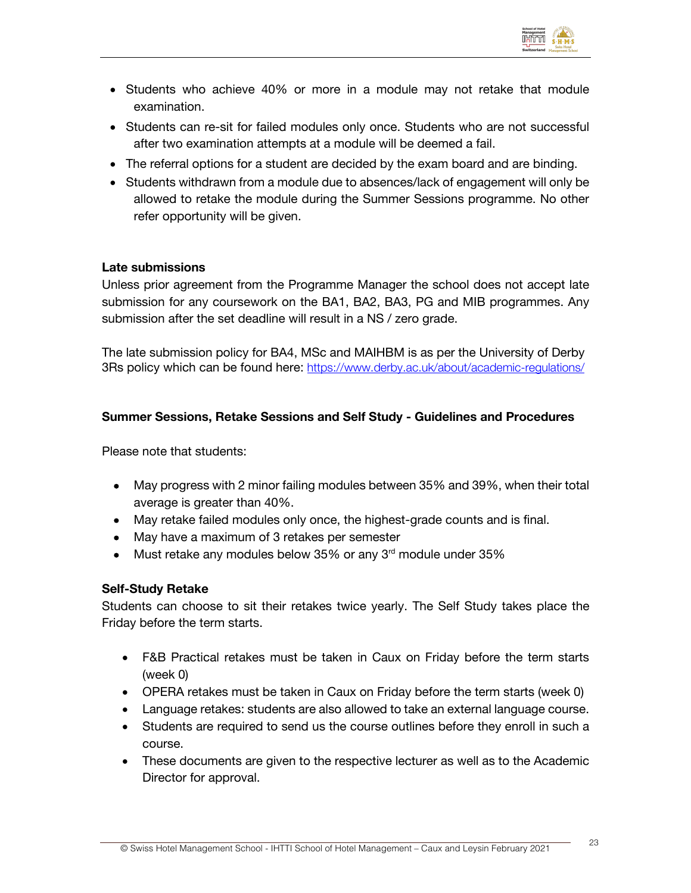- Students who achieve 40% or more in a module may not retake that module examination.
- Students can re-sit for failed modules only once. Students who are not successful after two examination attempts at a module will be deemed a fail.
- The referral options for a student are decided by the exam board and are binding.
- Students withdrawn from a module due to absences/lack of engagement will only be allowed to retake the module during the Summer Sessions programme. No other refer opportunity will be given.

**Late submissions**

Unless prior agreement from the Programme Manager the school does not accept late submission for any coursework on the BA1, BA2, BA3, PG and MIB programmes. Any submission after the set deadline will result in a NS / zero grade.

The late submission policy for BA4, MSc and MAIHBM is as per the University of Derby 3Rs policy which can be found here: [https://www.derby.ac.uk/about/academic-regulations/](https://www.derby.ac.uk/about/academic-regulations/)

**Summer Sessions, Retake Sessions and Self Study - Guidelines and Procedures**

Please note that students:

- May progress with 2 minor failing modules between 35% and 39%, when their total average is greater than 40%.
- May retake failed modules only once, the highest-grade counts and is final.
- May have a maximum of 3 retakes per semester
- Must retake any modules below 35% or any 3rd module under 35%

**Self-Study Retake**

Students can choose to sit their retakes twice yearly. The Self Study takes place the Friday before the term starts.

- F&B Practical retakes must be taken in Caux on Friday before the term starts (week 0)
- OPERA retakes must be taken in Caux on Friday before the term starts (week 0)
- Language retakes: students are also allowed to take an external language course.
- Students are required to send us the course outlines before they enroll in such a course.
- These documents are given to the respective lecturer as well as to the Academic Director for approval.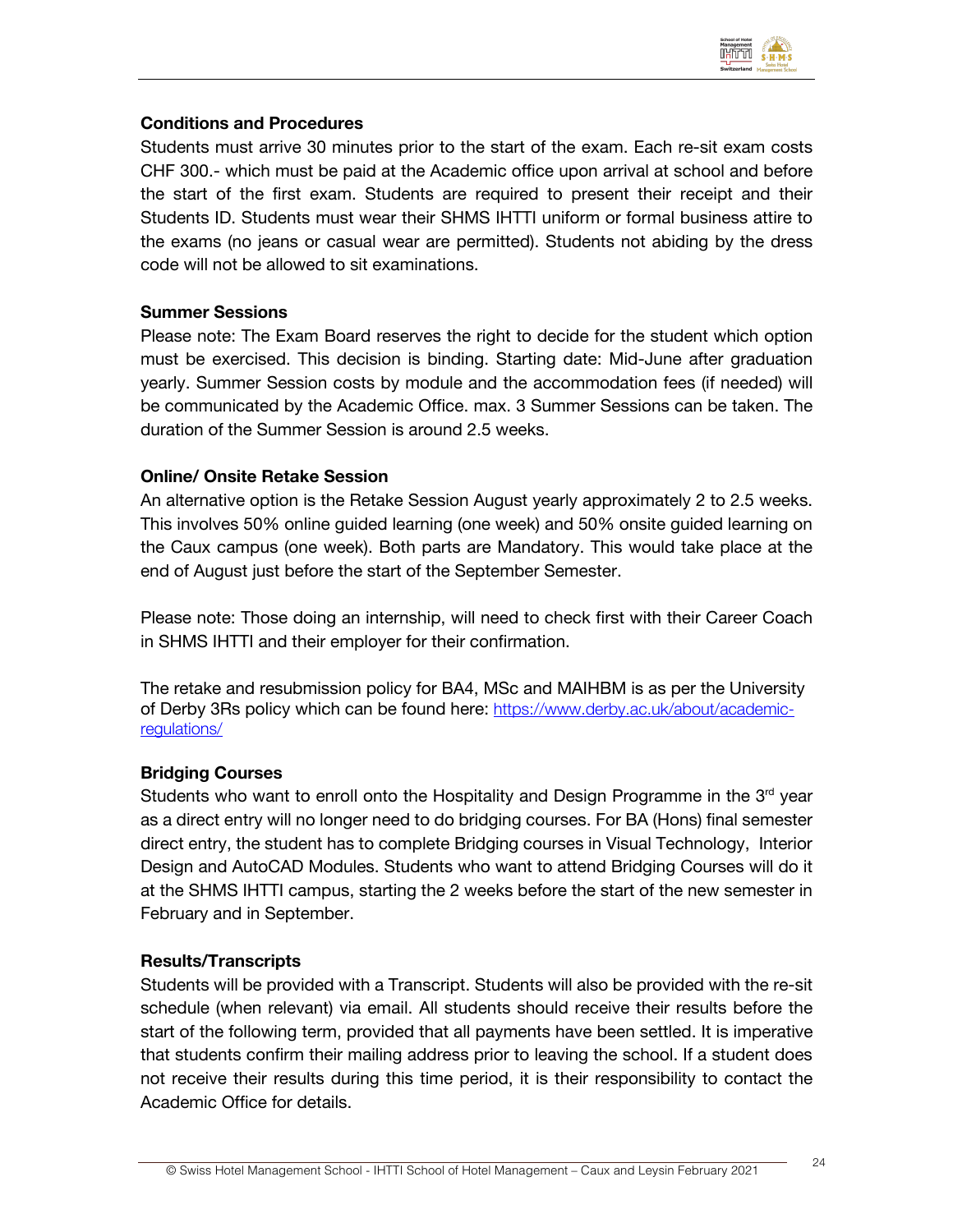**Conditions and Procedures**

Students must arrive 30 minutes prior to the start of the exam. Each re-sit exam costs CHF 300.- which must be paid at the Academic office upon arrival at school and before the start of the first exam. Students are required to present their receipt and their Students ID. Students must wear their SHMS IHTTI uniform or formal business attire to the exams (no jeans or casual wear are permitted). Students not abiding by the dress code will not be allowed to sit examinations.

**Summer Sessions**

Please note: The Exam Board reserves the right to decide for the student which option must be exercised. This decision is binding. Starting date: Mid-June after graduation yearly. Summer Session costs by module and the accommodation fees (if needed) will be communicated by the Academic Office. max. 3 Summer Sessions can be taken. The duration of the Summer Session is around 2.5 weeks.

**Online/ Onsite Retake Session**

An alternative option is the Retake Session August yearly approximately 2 to 2.5 weeks. This involves 50% online guided learning (one week) and 50% onsite guided learning on the Caux campus (one week). Both parts are Mandatory. This would take place at the end of August just before the start of the September Semester.

Please note: Those doing an internship, will need to check first with their Career Coach in SHMS IHTTI and their employer for their confirmation.

The retake and resubmission policy for BA4, MSc and MAIHBM is as per the University of Derby 3Rs policy which can be found here: [https://www.derby.ac.uk/about/academic-regulations/](https://www.derby.ac.uk/about/academic-regulations/)

**Bridging Courses**

Students who want to enroll onto the Hospitality and Design Programme in the 3rd year as a direct entry will no longer need to do bridging courses. For BA (Hons) final semester direct entry, the student has to complete Bridging courses in Visual Technology, Interior Design and AutoCAD Modules. Students who want to attend Bridging Courses will do it at the SHMS IHTTI campus, starting the 2 weeks before the start of the new semester in February and in September.

**Results/Transcripts**

Students will be provided with a Transcript. Students will also be provided with the re-sit schedule (when relevant) via email. All students should receive their results before the start of the following term, provided that all payments have been settled. It is imperative that students confirm their mailing address prior to leaving the school. If a student does not receive their results during this time period, it is their responsibility to contact the Academic Office for details.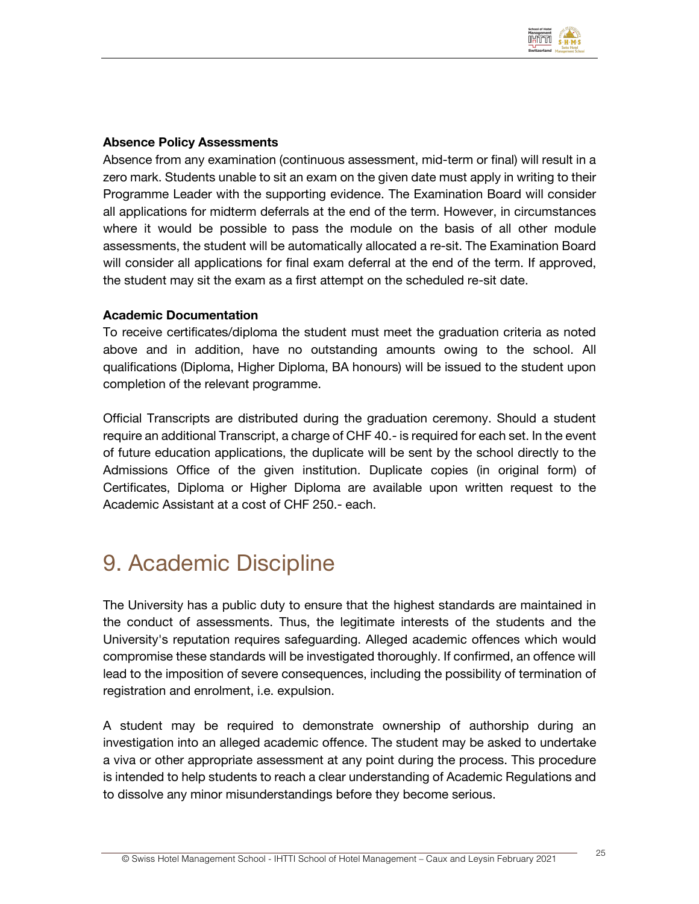**Absence Policy Assessments**

Absence from any examination (continuous assessment, mid-term or final) will result in a zero mark. Students unable to sit an exam on the given date must apply in writing to their Programme Leader with the supporting evidence. The Examination Board will consider all applications for midterm deferrals at the end of the term. However, in circumstances where it would be possible to pass the module on the basis of all other module assessments, the student will be automatically allocated a re-sit. The Examination Board will consider all applications for final exam deferral at the end of the term. If approved, the student may sit the exam as a first attempt on the scheduled re-sit date.

**Academic Documentation**

To receive certificates/diploma the student must meet the graduation criteria as noted above and in addition, have no outstanding amounts owing to the school. All qualifications (Diploma, Higher Diploma, BA honours) will be issued to the student upon completion of the relevant programme.

Official Transcripts are distributed during the graduation ceremony. Should a student require an additional Transcript, a charge of CHF 40.- is required for each set. In the event of future education applications, the duplicate will be sent by the school directly to the Admissions Office of the given institution. Duplicate copies (in original form) of Certificates, Diploma or Higher Diploma are available upon written request to the Academic Assistant at a cost of CHF 250.- each.

# 9. Academic Discipline

The University has a public duty to ensure that the highest standards are maintained in the conduct of assessments. Thus, the legitimate interests of the students and the University's reputation requires safeguarding. Alleged academic offences which would compromise these standards will be investigated thoroughly. If confirmed, an offence will lead to the imposition of severe consequences, including the possibility of termination of registration and enrolment, i.e. expulsion.

A student may be required to demonstrate ownership of authorship during an investigation into an alleged academic offence. The student may be asked to undertake a viva or other appropriate assessment at any point during the process. This procedure is intended to help students to reach a clear understanding of Academic Regulations and to dissolve any minor misunderstandings before they become serious.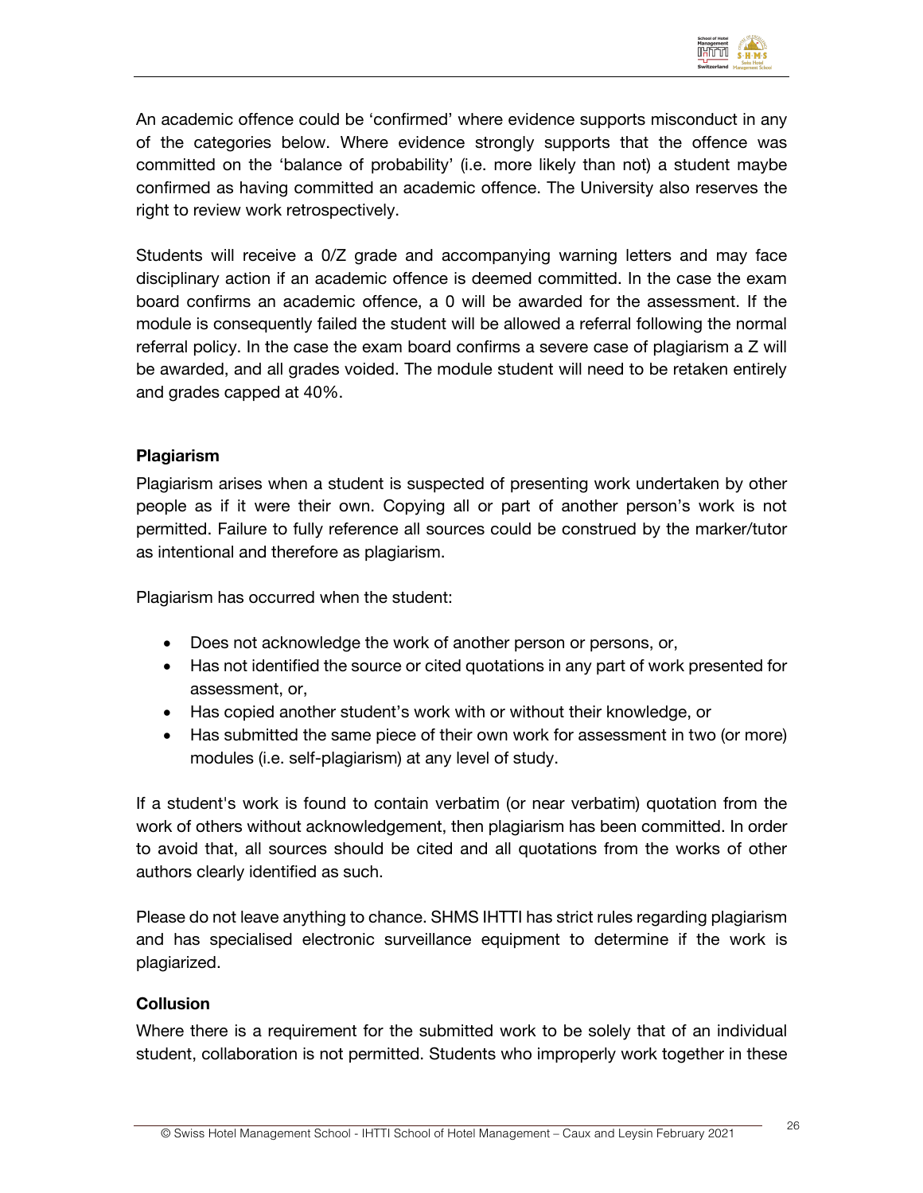An academic offence could be 'confirmed' where evidence supports misconduct in any of the categories below. Where evidence strongly supports that the offence was committed on the 'balance of probability' (i.e. more likely than not) a student maybe confirmed as having committed an academic offence. The University also reserves the right to review work retrospectively.

Students will receive a 0/Z grade and accompanying warning letters and may face disciplinary action if an academic offence is deemed committed. In the case the exam board confirms an academic offence, a 0 will be awarded for the assessment. If the module is consequently failed the student will be allowed a referral following the normal referral policy. In the case the exam board confirms a severe case of plagiarism a Z will be awarded, and all grades voided. The module student will need to be retaken entirely and grades capped at 40%.

**Plagiarism**

Plagiarism arises when a student is suspected of presenting work undertaken by other people as if it were their own. Copying all or part of another person's work is not permitted. Failure to fully reference all sources could be construed by the marker/tutor as intentional and therefore as plagiarism.

Plagiarism has occurred when the student:

- Does not acknowledge the work of another person or persons, or,
- Has not identified the source or cited quotations in any part of work presented for assessment, or,
- Has copied another student's work with or without their knowledge, or
- Has submitted the same piece of their own work for assessment in two (or more) modules (i.e. self-plagiarism) at any level of study.

If a student's work is found to contain verbatim (or near verbatim) quotation from the work of others without acknowledgement, then plagiarism has been committed. In order to avoid that, all sources should be cited and all quotations from the works of other authors clearly identified as such.

Please do not leave anything to chance. SHMS IHTTI has strict rules regarding plagiarism and has specialised electronic surveillance equipment to determine if the work is plagiarized.

**Collusion**

Where there is a requirement for the submitted work to be solely that of an individual student, collaboration is not permitted. Students who improperly work together in these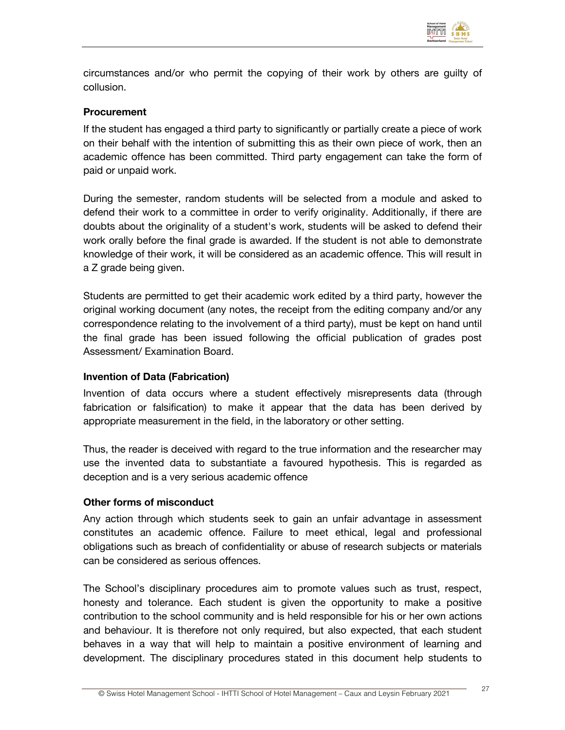circumstances and/or who permit the copying of their work by others are guilty of collusion.

**Procurement**

If the student has engaged a third party to significantly or partially create a piece of work on their behalf with the intention of submitting this as their own piece of work, then an academic offence has been committed. Third party engagement can take the form of paid or unpaid work.

During the semester, random students will be selected from a module and asked to defend their work to a committee in order to verify originality. Additionally, if there are doubts about the originality of a student's work, students will be asked to defend their work orally before the final grade is awarded. If the student is not able to demonstrate knowledge of their work, it will be considered as an academic offence. This will result in a Z grade being given.

Students are permitted to get their academic work edited by a third party, however the original working document (any notes, the receipt from the editing company and/or any correspondence relating to the involvement of a third party), must be kept on hand until the final grade has been issued following the official publication of grades post Assessment/ Examination Board.

**Invention of Data (Fabrication)**

Invention of data occurs where a student effectively misrepresents data (through fabrication or falsification) to make it appear that the data has been derived by appropriate measurement in the field, in the laboratory or other setting.

Thus, the reader is deceived with regard to the true information and the researcher may use the invented data to substantiate a favoured hypothesis. This is regarded as deception and is a very serious academic offence

**Other forms of misconduct**

Any action through which students seek to gain an unfair advantage in assessment constitutes an academic offence. Failure to meet ethical, legal and professional obligations such as breach of confidentiality or abuse of research subjects or materials can be considered as serious offences.

The School's disciplinary procedures aim to promote values such as trust, respect, honesty and tolerance. Each student is given the opportunity to make a positive contribution to the school community and is held responsible for his or her own actions and behaviour. It is therefore not only required, but also expected, that each student behaves in a way that will help to maintain a positive environment of learning and development. The disciplinary procedures stated in this document help students to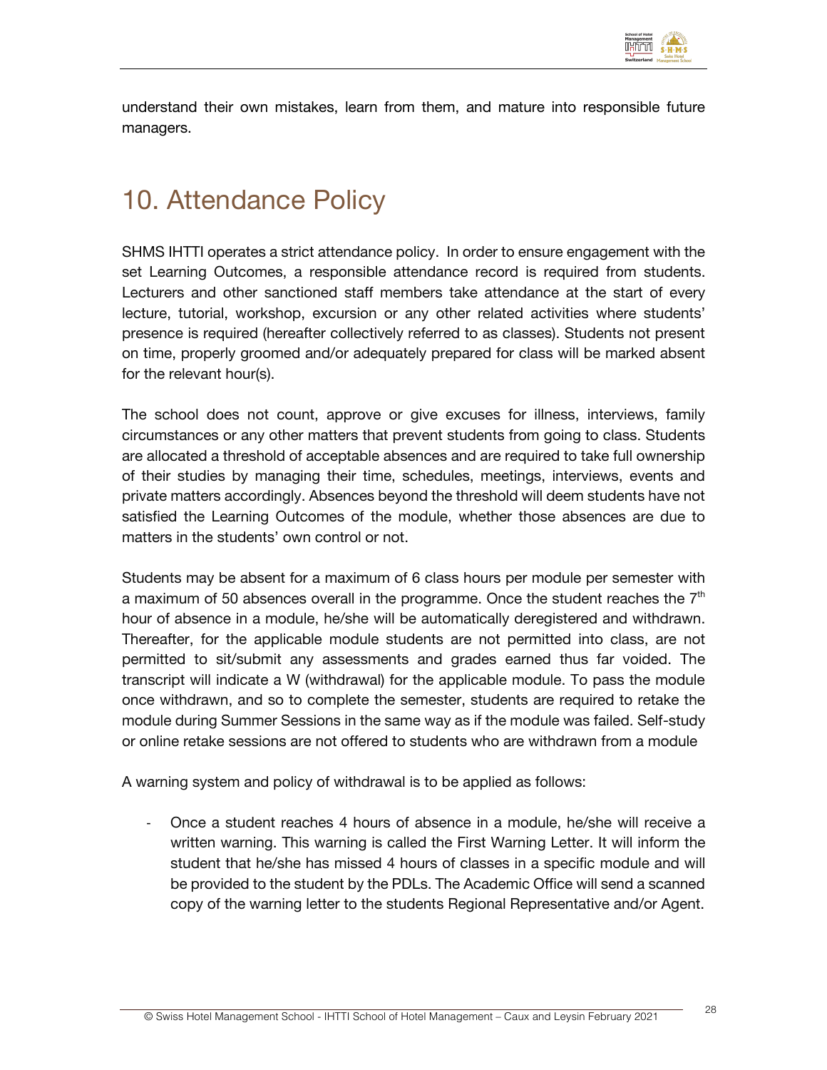understand their own mistakes, learn from them, and mature into responsible future managers.

# 10. Attendance Policy

SHMS IHTTI operates a strict attendance policy. In order to ensure engagement with the set Learning Outcomes, a responsible attendance record is required from students. Lecturers and other sanctioned staff members take attendance at the start of every lecture, tutorial, workshop, excursion or any other related activities where students' presence is required (hereafter collectively referred to as classes). Students not present on time, properly groomed and/or adequately prepared for class will be marked absent for the relevant hour(s).

The school does not count, approve or give excuses for illness, interviews, family circumstances or any other matters that prevent students from going to class. Students are allocated a threshold of acceptable absences and are required to take full ownership of their studies by managing their time, schedules, meetings, interviews, events and private matters accordingly. Absences beyond the threshold will deem students have not satisfied the Learning Outcomes of the module, whether those absences are due to matters in the students' own control or not.

Students may be absent for a maximum of 6 class hours per module per semester with a maximum of 50 absences overall in the programme. Once the student reaches the 7th hour of absence in a module, he/she will be automatically deregistered and withdrawn. Thereafter, for the applicable module students are not permitted into class, are not permitted to sit/submit any assessments and grades earned thus far voided. The transcript will indicate a W (withdrawal) for the applicable module. To pass the module once withdrawn, and so to complete the semester, students are required to retake the module during Summer Sessions in the same way as if the module was failed. Self-study or online retake sessions are not offered to students who are withdrawn from a module

A warning system and policy of withdrawal is to be applied as follows:

- Once a student reaches 4 hours of absence in a module, he/she will receive a written warning. This warning is called the First Warning Letter. It will inform the student that he/she has missed 4 hours of classes in a specific module and will be provided to the student by the PDLs. The Academic Office will send a scanned copy of the warning letter to the students Regional Representative and/or Agent.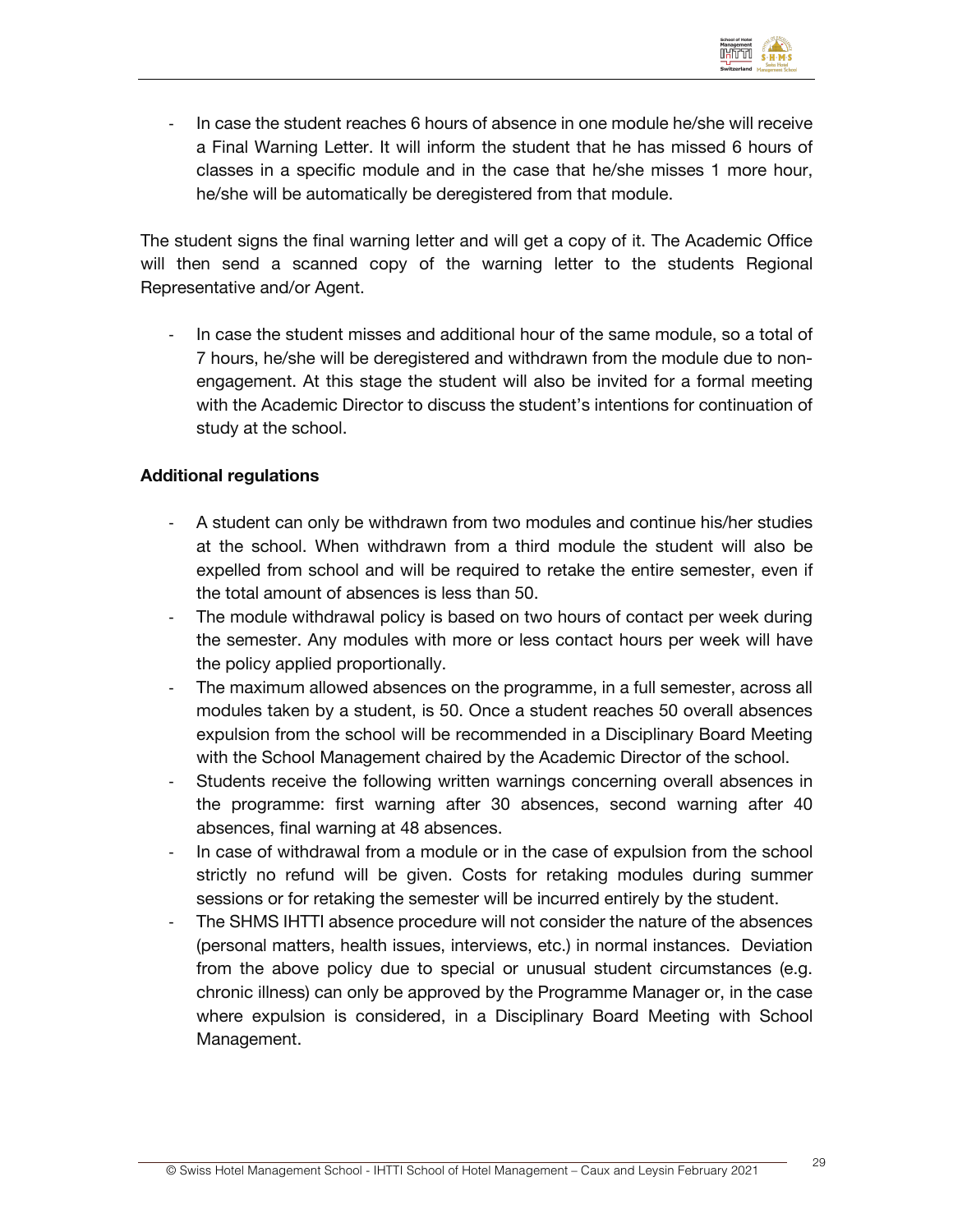- In case the student reaches 6 hours of absence in one module he/she will receive a Final Warning Letter. It will inform the student that he has missed 6 hours of classes in a specific module and in the case that he/she misses 1 more hour, he/she will be automatically be deregistered from that module.

The student signs the final warning letter and will get a copy of it. The Academic Office will then send a scanned copy of the warning letter to the students Regional Representative and/or Agent.

- In case the student misses and additional hour of the same module, so a total of 7 hours, he/she will be deregistered and withdrawn from the module due to non-engagement. At this stage the student will also be invited for a formal meeting with the Academic Director to discuss the student's intentions for continuation of study at the school.

**Additional regulations**

- A student can only be withdrawn from two modules and continue his/her studies at the school. When withdrawn from a third module the student will also be expelled from school and will be required to retake the entire semester, even if the total amount of absences is less than 50.
- The module withdrawal policy is based on two hours of contact per week during the semester. Any modules with more or less contact hours per week will have the policy applied proportionally.
- The maximum allowed absences on the programme, in a full semester, across all modules taken by a student, is 50. Once a student reaches 50 overall absences expulsion from the school will be recommended in a Disciplinary Board Meeting with the School Management chaired by the Academic Director of the school.
- Students receive the following written warnings concerning overall absences in the programme: first warning after 30 absences, second warning after 40 absences, final warning at 48 absences.
- In case of withdrawal from a module or in the case of expulsion from the school strictly no refund will be given. Costs for retaking modules during summer sessions or for retaking the semester will be incurred entirely by the student.
- The SHMS IHTTI absence procedure will not consider the nature of the absences (personal matters, health issues, interviews, etc.) in normal instances. Deviation from the above policy due to special or unusual student circumstances (e.g. chronic illness) can only be approved by the Programme Manager or, in the case where expulsion is considered, in a Disciplinary Board Meeting with School Management.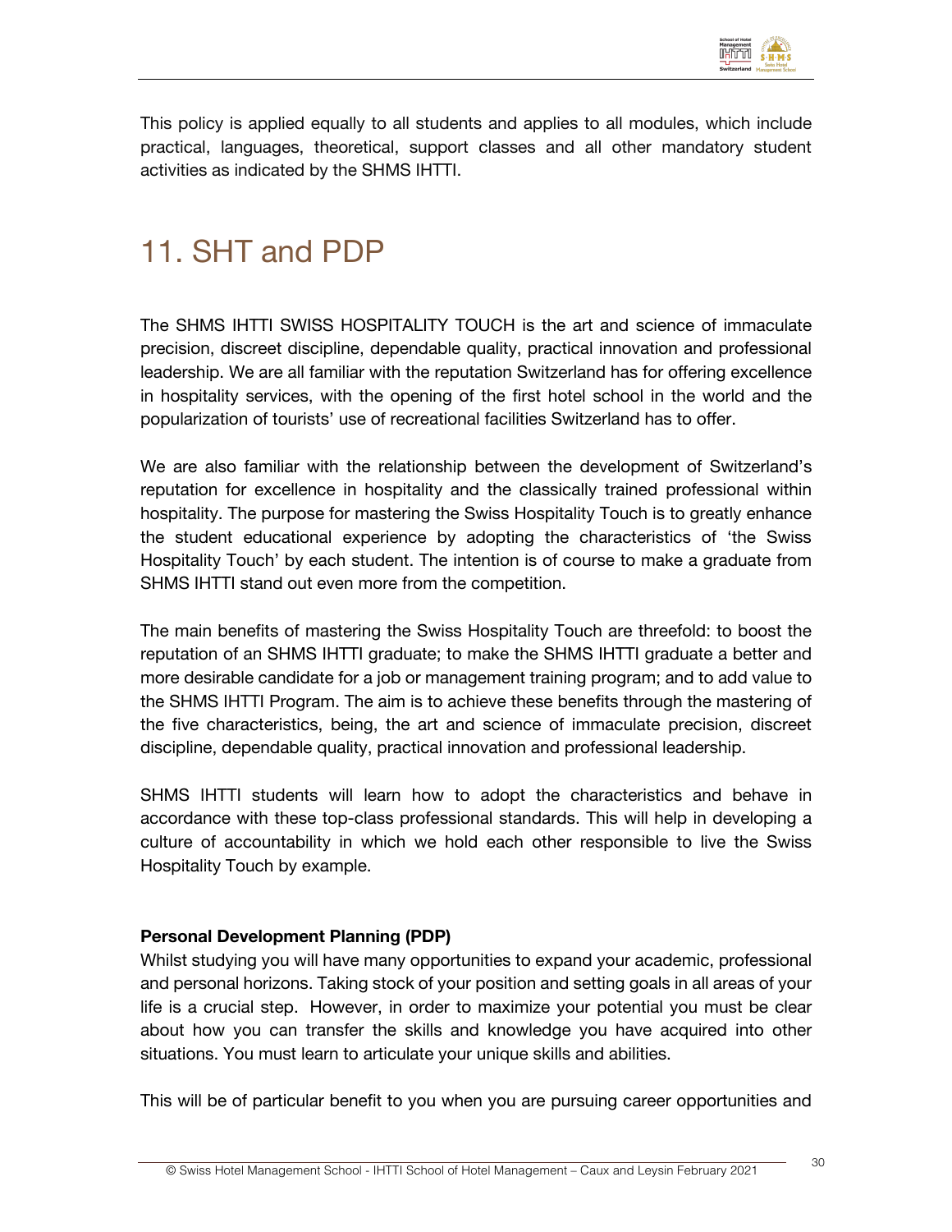This policy is applied equally to all students and applies to all modules, which include practical, languages, theoretical, support classes and all other mandatory student activities as indicated by the SHMS IHTTI.

# 11. SHT and PDP

The SHMS IHTTI SWISS HOSPITALITY TOUCH is the art and science of immaculate precision, discreet discipline, dependable quality, practical innovation and professional leadership. We are all familiar with the reputation Switzerland has for offering excellence in hospitality services, with the opening of the first hotel school in the world and the popularization of tourists' use of recreational facilities Switzerland has to offer.

We are also familiar with the relationship between the development of Switzerland's reputation for excellence in hospitality and the classically trained professional within hospitality. The purpose for mastering the Swiss Hospitality Touch is to greatly enhance the student educational experience by adopting the characteristics of 'the Swiss Hospitality Touch' by each student. The intention is of course to make a graduate from SHMS IHTTI stand out even more from the competition.

The main benefits of mastering the Swiss Hospitality Touch are threefold: to boost the reputation of an SHMS IHTTI graduate; to make the SHMS IHTTI graduate a better and more desirable candidate for a job or management training program; and to add value to the SHMS IHTTI Program. The aim is to achieve these benefits through the mastering of the five characteristics, being, the art and science of immaculate precision, discreet discipline, dependable quality, practical innovation and professional leadership.

SHMS IHTTI students will learn how to adopt the characteristics and behave in accordance with these top-class professional standards. This will help in developing a culture of accountability in which we hold each other responsible to live the Swiss Hospitality Touch by example.

**Personal Development Planning (PDP)**

Whilst studying you will have many opportunities to expand your academic, professional and personal horizons. Taking stock of your position and setting goals in all areas of your life is a crucial step. However, in order to maximize your potential you must be clear about how you can transfer the skills and knowledge you have acquired into other situations. You must learn to articulate your unique skills and abilities.

This will be of particular benefit to you when you are pursuing career opportunities and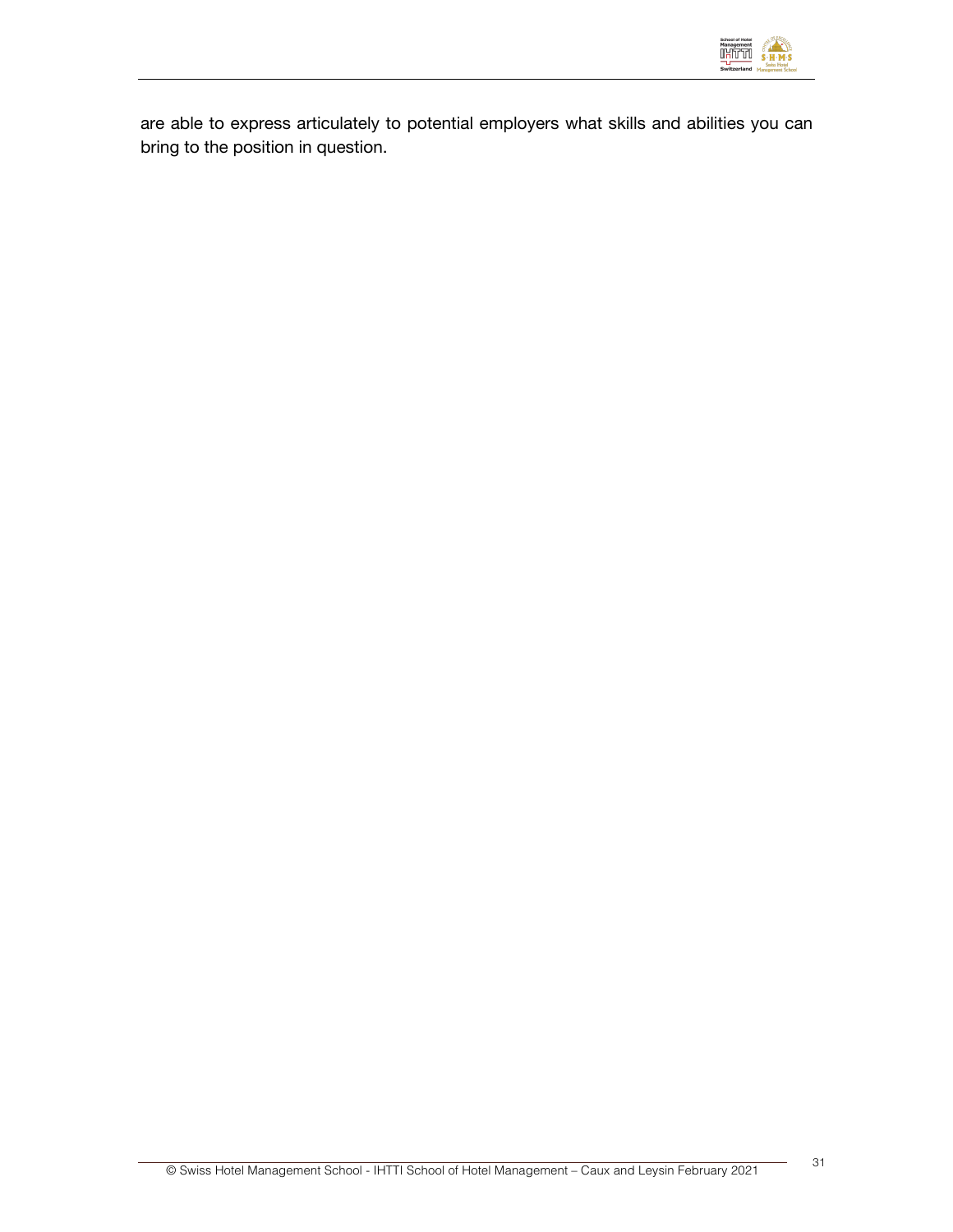are able to express articulately to potential employers what skills and abilities you can bring to the position in question.